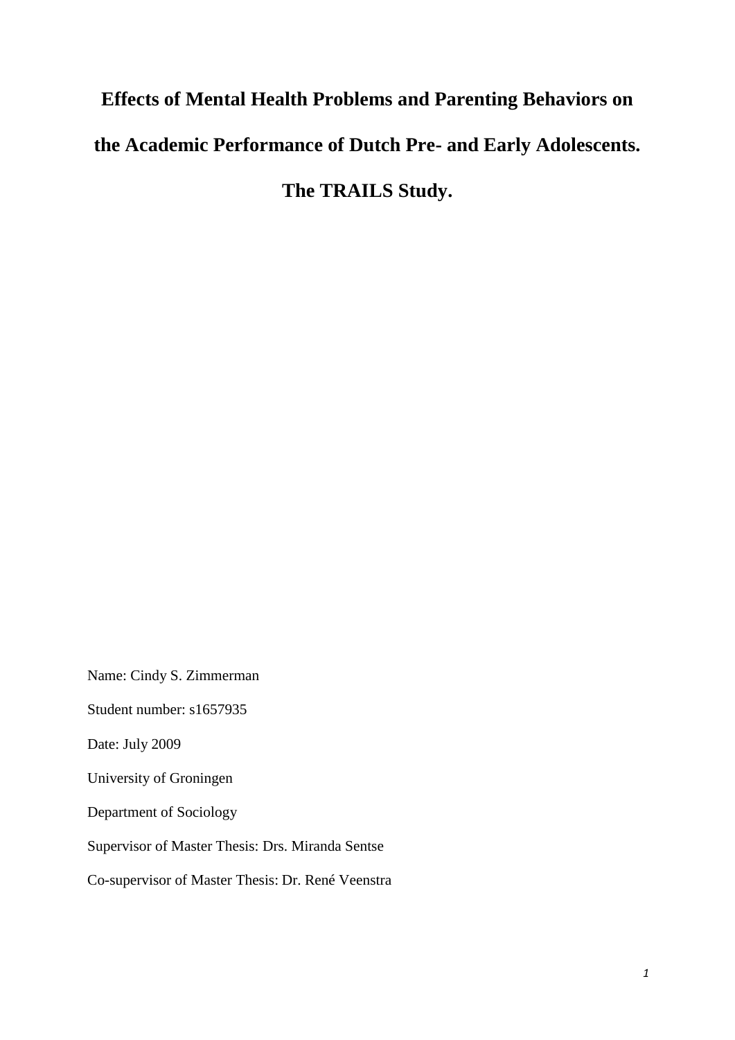# Effects of Mental Health Problems and Parenting Behaviors on the Academic Performance of Dutch Pre- and Early Adolescents. The TRAILS Study.

Name: Cindy S. Zimmerman

Student number: s1657935

Date: July 2009

University of Groningen

Department of Sociology

Supervisor of Master Thesis: Drs. Miranda Sentse

Co-supervisor of Master Thesis: Dr. René Veenstra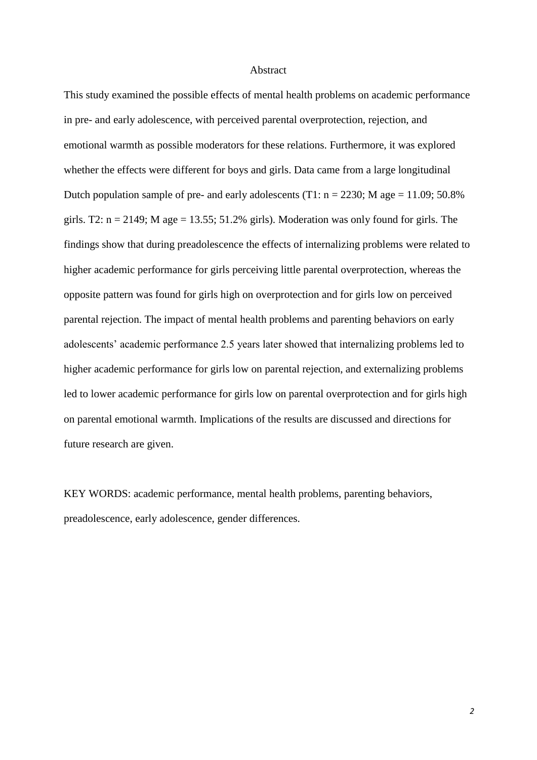# Abstract

This study examined the possible effects of mental health problems on academic performance in pre- and early adolescence, with perceived parental overprotection, rejection, and emotional warmth as possible moderators for these relations. Furthermore, it was explored whether the effects were different for boys and girls. Data came from a large longitudinal Dutch population sample of pre- and early adolescents (T1: $n = 2230$; M age = 11.09; 50.8% girls. T2: $n = 2149$; M age = 13.55; 51.2% girls). Moderation was only found for girls. The findings show that during preadolescence the effects of internalizing problems were related to higher academic performance for girls perceiving little parental overprotection, whereas the opposite pattern was found for girls high on overprotection and for girls low on perceived parental rejection. The impact of mental health problems and parenting behaviors on early adolescents' academic performance 2.5 years later showed that internalizing problems led to higher academic performance for girls low on parental rejection, and externalizing problems led to lower academic performance for girls low on parental overprotection and for girls high on parental emotional warmth. Implications of the results are discussed and directions for future research are given.

KEY WORDS: academic performance, mental health problems, parenting behaviors, preadolescence, early adolescence, gender differences.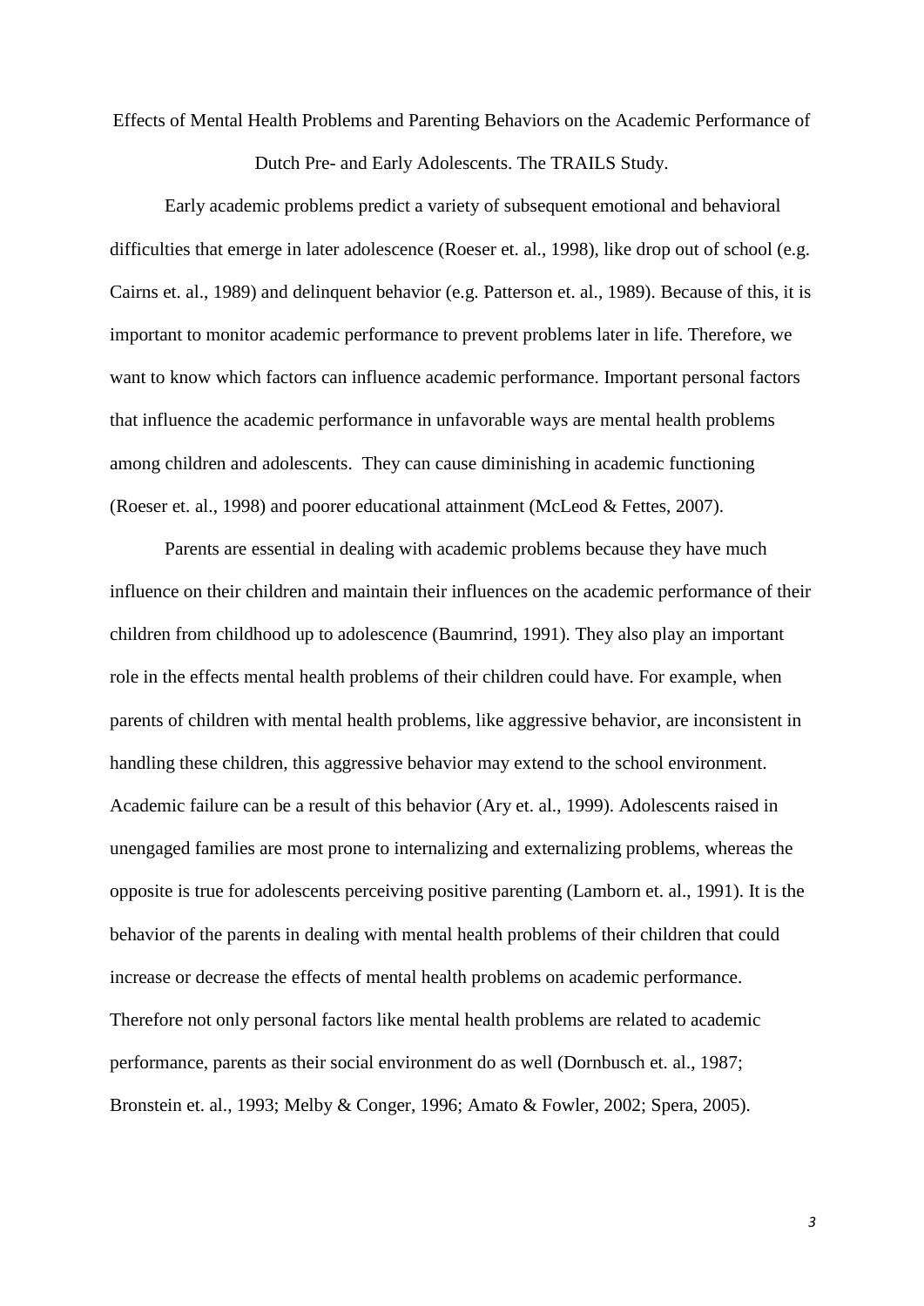# Effects of Mental Health Problems and Parenting Behaviors on the Academic Performance of Dutch Pre- and Early Adolescents. The TRAILS Study.

Early academic problems predict a variety of subsequent emotional and behavioral difficulties that emerge in later adolescence (Roeser et. al., 1998), like drop out of school (e.g. Cairns et. al., 1989) and delinquent behavior (e.g. Patterson et. al., 1989). Because of this, it is important to monitor academic performance to prevent problems later in life. Therefore, we want to know which factors can influence academic performance. Important personal factors that influence the academic performance in unfavorable ways are mental health problems among children and adolescents. They can cause diminishing in academic functioning (Roeser et. al., 1998) and poorer educational attainment (McLeod & Fettes, 2007).

Parents are essential in dealing with academic problems because they have much influence on their children and maintain their influences on the academic performance of their children from childhood up to adolescence (Baumrind, 1991). They also play an important role in the effects mental health problems of their children could have. For example, when parents of children with mental health problems, like aggressive behavior, are inconsistent in handling these children, this aggressive behavior may extend to the school environment. Academic failure can be a result of this behavior (Ary et. al., 1999). Adolescents raised in unengaged families are most prone to internalizing and externalizing problems, whereas the opposite is true for adolescents perceiving positive parenting (Lamborn et. al., 1991). It is the behavior of the parents in dealing with mental health problems of their children that could increase or decrease the effects of mental health problems on academic performance. Therefore not only personal factors like mental health problems are related to academic performance, parents as their social environment do as well (Dornbusch et. al., 1987; Bronstein et. al., 1993; Melby & Conger, 1996; Amato & Fowler, 2002; Spera, 2005).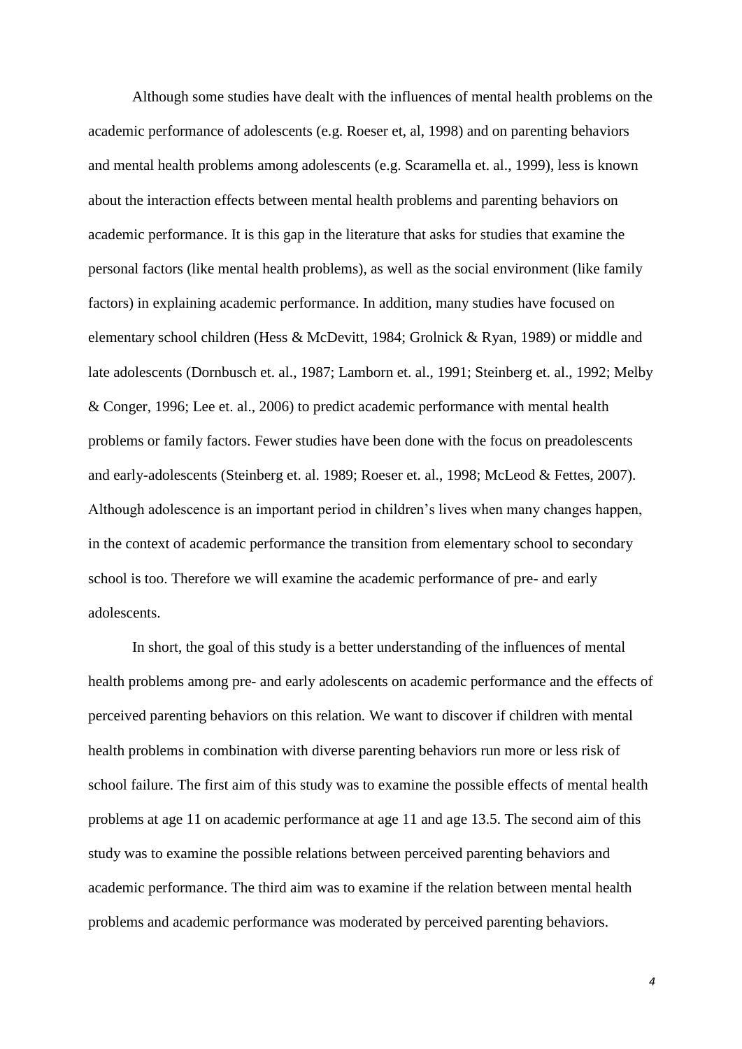Although some studies have dealt with the influences of mental health problems on the academic performance of adolescents (e.g. Roeser et, al, 1998) and on parenting behaviors and mental health problems among adolescents (e.g. Scaramella et. al., 1999), less is known about the interaction effects between mental health problems and parenting behaviors on academic performance. It is this gap in the literature that asks for studies that examine the personal factors (like mental health problems), as well as the social environment (like family factors) in explaining academic performance. In addition, many studies have focused on elementary school children (Hess & McDevitt, 1984; Grolnick & Ryan, 1989) or middle and late adolescents (Dornbusch et. al., 1987; Lamborn et. al., 1991; Steinberg et. al., 1992; Melby & Conger, 1996; Lee et. al., 2006) to predict academic performance with mental health problems or family factors. Fewer studies have been done with the focus on preadolescents and early-adolescents (Steinberg et. al. 1989; Roeser et. al., 1998; McLeod & Fettes, 2007). Although adolescence is an important period in children's lives when many changes happen, in the context of academic performance the transition from elementary school to secondary school is too. Therefore we will examine the academic performance of pre- and early adolescents.

In short, the goal of this study is a better understanding of the influences of mental health problems among pre- and early adolescents on academic performance and the effects of perceived parenting behaviors on this relation. We want to discover if children with mental health problems in combination with diverse parenting behaviors run more or less risk of school failure. The first aim of this study was to examine the possible effects of mental health problems at age 11 on academic performance at age 11 and age 13.5. The second aim of this study was to examine the possible relations between perceived parenting behaviors and academic performance. The third aim was to examine if the relation between mental health problems and academic performance was moderated by perceived parenting behaviors.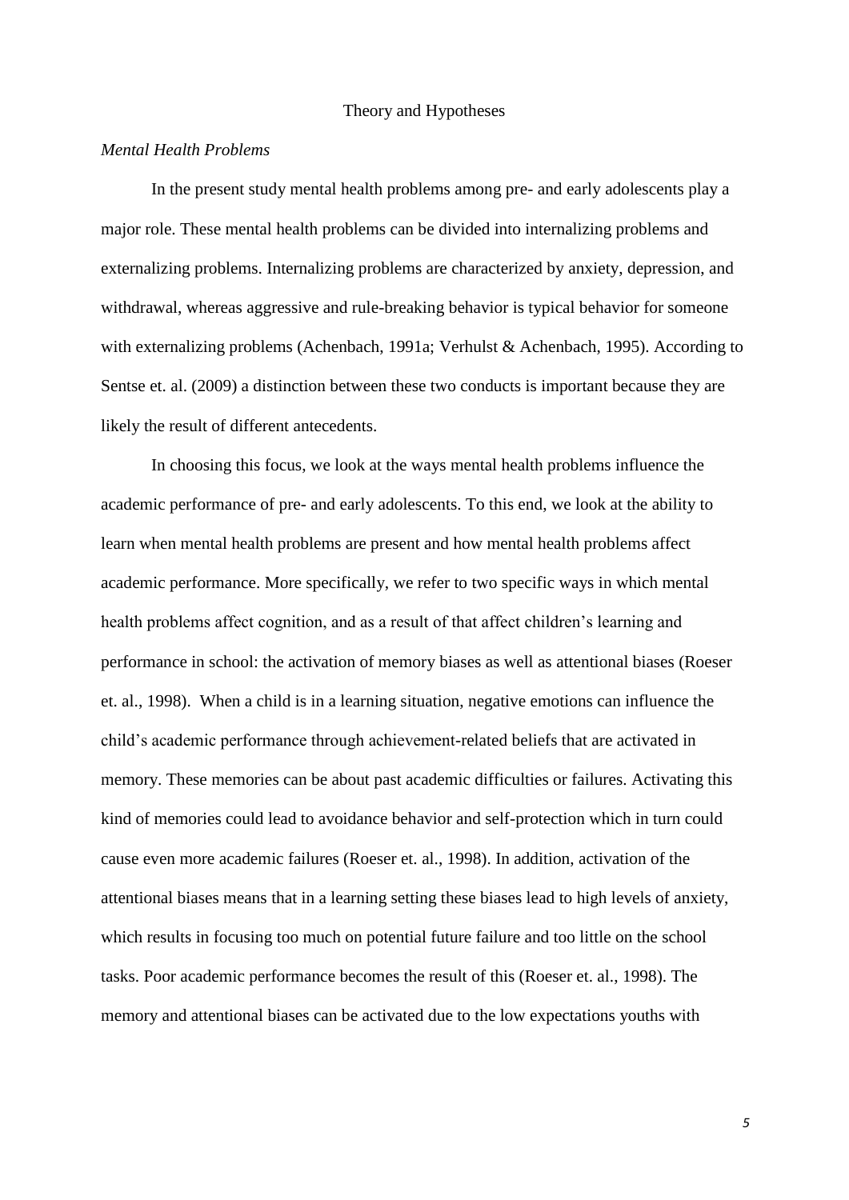## Theory and Hypotheses

### *Mental Health Problems*

In the present study mental health problems among pre- and early adolescents play a major role. These mental health problems can be divided into internalizing problems and externalizing problems. Internalizing problems are characterized by anxiety, depression, and withdrawal, whereas aggressive and rule-breaking behavior is typical behavior for someone with externalizing problems (Achenbach, 1991a; Verhulst & Achenbach, 1995). According to Sentse et. al. (2009) a distinction between these two conducts is important because they are likely the result of different antecedents.

In choosing this focus, we look at the ways mental health problems influence the academic performance of pre- and early adolescents. To this end, we look at the ability to learn when mental health problems are present and how mental health problems affect academic performance. More specifically, we refer to two specific ways in which mental health problems affect cognition, and as a result of that affect children's learning and performance in school: the activation of memory biases as well as attentional biases (Roeser et. al., 1998). When a child is in a learning situation, negative emotions can influence the child's academic performance through achievement-related beliefs that are activated in memory. These memories can be about past academic difficulties or failures. Activating this kind of memories could lead to avoidance behavior and self-protection which in turn could cause even more academic failures (Roeser et. al., 1998). In addition, activation of the attentional biases means that in a learning setting these biases lead to high levels of anxiety, which results in focusing too much on potential future failure and too little on the school tasks. Poor academic performance becomes the result of this (Roeser et. al., 1998). The memory and attentional biases can be activated due to the low expectations youths with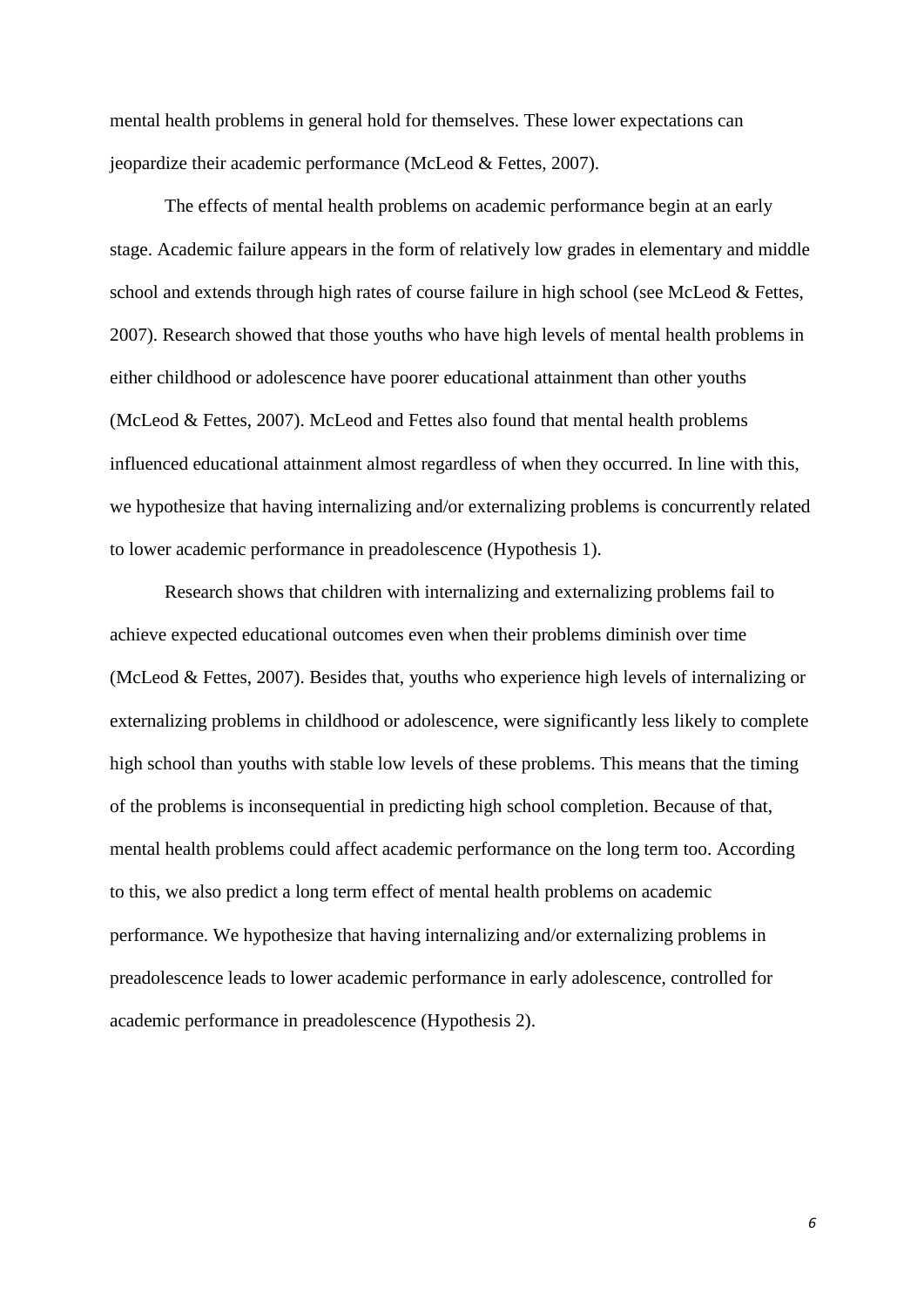mental health problems in general hold for themselves. These lower expectations can jeopardize their academic performance (McLeod & Fettes, 2007).

The effects of mental health problems on academic performance begin at an early stage. Academic failure appears in the form of relatively low grades in elementary and middle school and extends through high rates of course failure in high school (see McLeod & Fettes, 2007). Research showed that those youths who have high levels of mental health problems in either childhood or adolescence have poorer educational attainment than other youths (McLeod & Fettes, 2007). McLeod and Fettes also found that mental health problems influenced educational attainment almost regardless of when they occurred. In line with this, we hypothesize that having internalizing and/or externalizing problems is concurrently related to lower academic performance in preadolescence (Hypothesis 1).

Research shows that children with internalizing and externalizing problems fail to achieve expected educational outcomes even when their problems diminish over time (McLeod & Fettes, 2007). Besides that, youths who experience high levels of internalizing or externalizing problems in childhood or adolescence, were significantly less likely to complete high school than youths with stable low levels of these problems. This means that the timing of the problems is inconsequential in predicting high school completion. Because of that, mental health problems could affect academic performance on the long term too. According to this, we also predict a long term effect of mental health problems on academic performance. We hypothesize that having internalizing and/or externalizing problems in preadolescence leads to lower academic performance in early adolescence, controlled for academic performance in preadolescence (Hypothesis 2).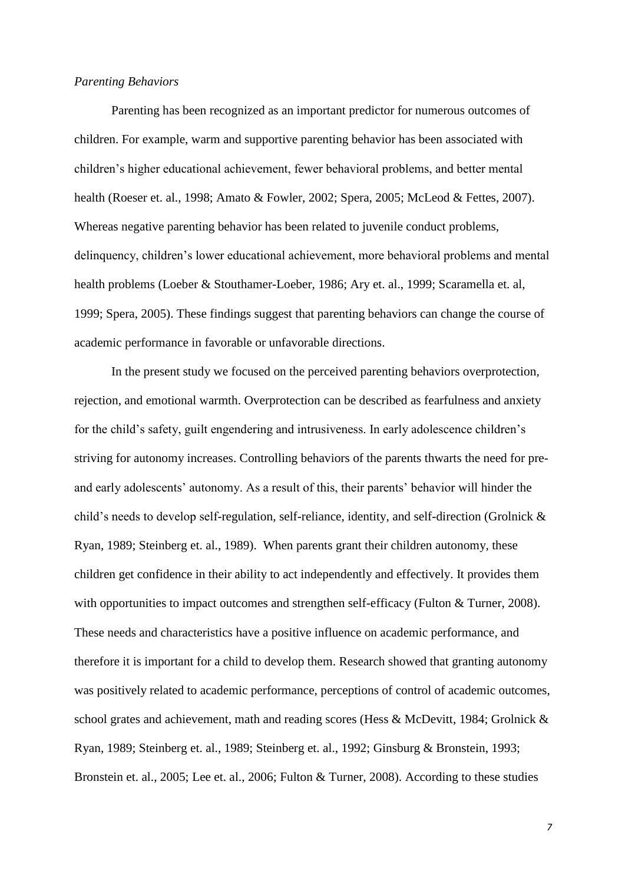*Parenting Behaviors*

Parenting has been recognized as an important predictor for numerous outcomes of children. For example, warm and supportive parenting behavior has been associated with children's higher educational achievement, fewer behavioral problems, and better mental health (Roeser et. al., 1998; Amato & Fowler, 2002; Spera, 2005; McLeod & Fettes, 2007). Whereas negative parenting behavior has been related to juvenile conduct problems, delinquency, children's lower educational achievement, more behavioral problems and mental health problems (Loeber & Stouthamer-Loeber, 1986; Ary et. al., 1999; Scaramella et. al, 1999; Spera, 2005). These findings suggest that parenting behaviors can change the course of academic performance in favorable or unfavorable directions.

In the present study we focused on the perceived parenting behaviors overprotection, rejection, and emotional warmth. Overprotection can be described as fearfulness and anxiety for the child's safety, guilt engendering and intrusiveness. In early adolescence children's striving for autonomy increases. Controlling behaviors of the parents thwarts the need for pre- and early adolescents' autonomy. As a result of this, their parents' behavior will hinder the child's needs to develop self-regulation, self-reliance, identity, and self-direction (Grolnick & Ryan, 1989; Steinberg et. al., 1989). When parents grant their children autonomy, these children get confidence in their ability to act independently and effectively. It provides them with opportunities to impact outcomes and strengthen self-efficacy (Fulton & Turner, 2008). These needs and characteristics have a positive influence on academic performance, and therefore it is important for a child to develop them. Research showed that granting autonomy was positively related to academic performance, perceptions of control of academic outcomes, school grates and achievement, math and reading scores (Hess & McDevitt, 1984; Grolnick & Ryan, 1989; Steinberg et. al., 1989; Steinberg et. al., 1992; Ginsburg & Bronstein, 1993; Bronstein et. al., 2005; Lee et. al., 2006; Fulton & Turner, 2008). According to these studies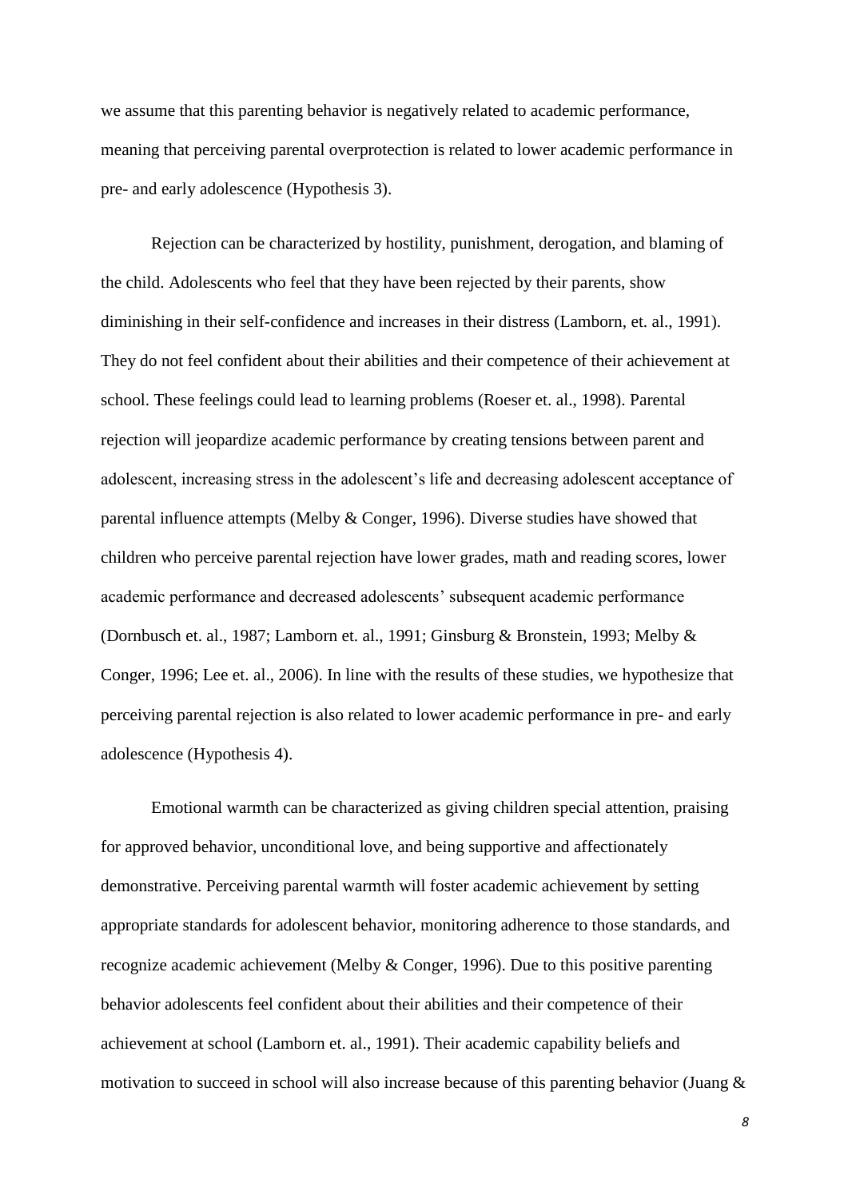we assume that this parenting behavior is negatively related to academic performance, meaning that perceiving parental overprotection is related to lower academic performance in pre- and early adolescence (Hypothesis 3).

Rejection can be characterized by hostility, punishment, derogation, and blaming of the child. Adolescents who feel that they have been rejected by their parents, show diminishing in their self-confidence and increases in their distress (Lamborn, et. al., 1991). They do not feel confident about their abilities and their competence of their achievement at school. These feelings could lead to learning problems (Roeser et. al., 1998). Parental rejection will jeopardize academic performance by creating tensions between parent and adolescent, increasing stress in the adolescent's life and decreasing adolescent acceptance of parental influence attempts (Melby & Conger, 1996). Diverse studies have showed that children who perceive parental rejection have lower grades, math and reading scores, lower academic performance and decreased adolescents' subsequent academic performance (Dornbusch et. al., 1987; Lamborn et. al., 1991; Ginsburg & Bronstein, 1993; Melby & Conger, 1996; Lee et. al., 2006). In line with the results of these studies, we hypothesize that perceiving parental rejection is also related to lower academic performance in pre- and early adolescence (Hypothesis 4).

Emotional warmth can be characterized as giving children special attention, praising for approved behavior, unconditional love, and being supportive and affectionately demonstrative. Perceiving parental warmth will foster academic achievement by setting appropriate standards for adolescent behavior, monitoring adherence to those standards, and recognize academic achievement (Melby & Conger, 1996). Due to this positive parenting behavior adolescents feel confident about their abilities and their competence of their achievement at school (Lamborn et. al., 1991). Their academic capability beliefs and motivation to succeed in school will also increase because of this parenting behavior (Juang &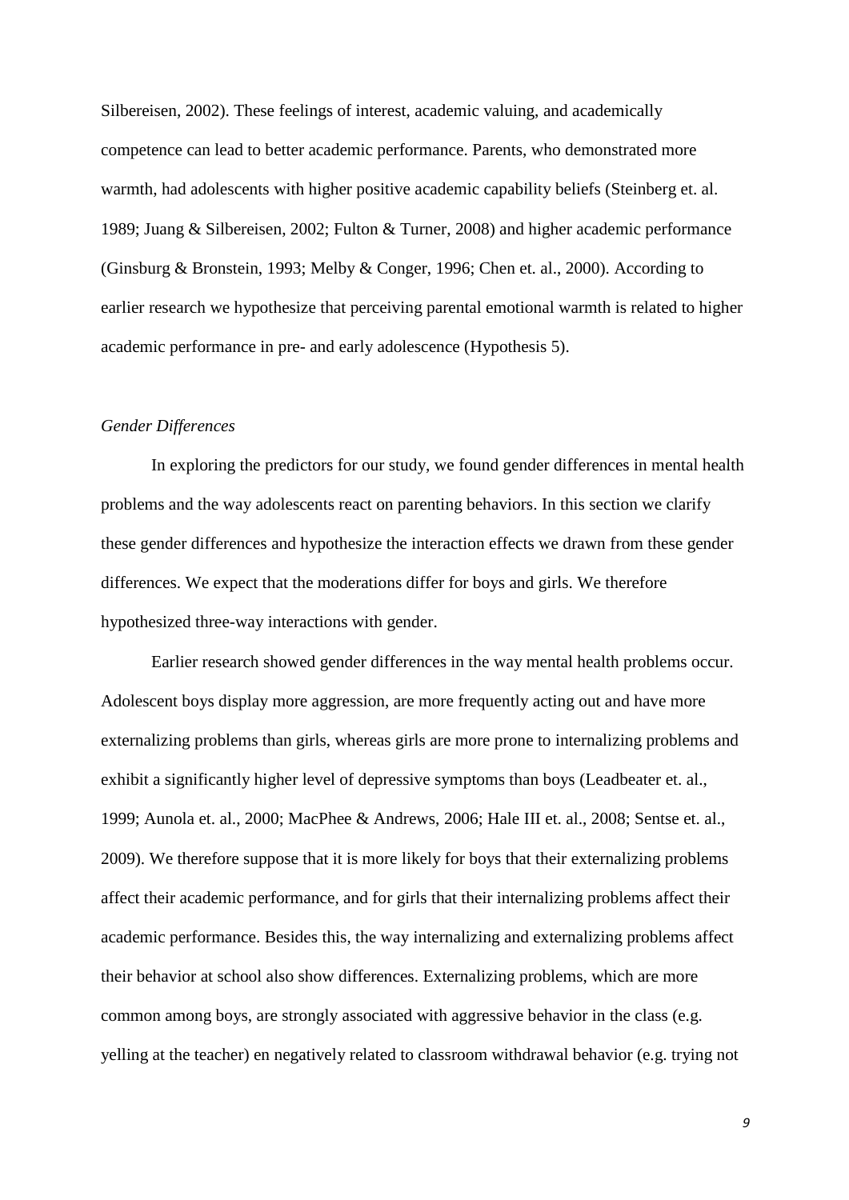Silbereisen, 2002). These feelings of interest, academic valuing, and academically competence can lead to better academic performance. Parents, who demonstrated more warmth, had adolescents with higher positive academic capability beliefs (Steinberg et. al. 1989; Juang & Silbereisen, 2002; Fulton & Turner, 2008) and higher academic performance (Ginsburg & Bronstein, 1993; Melby & Conger, 1996; Chen et. al., 2000). According to earlier research we hypothesize that perceiving parental emotional warmth is related to higher academic performance in pre- and early adolescence (Hypothesis 5).

*Gender Differences*

In exploring the predictors for our study, we found gender differences in mental health problems and the way adolescents react on parenting behaviors. In this section we clarify these gender differences and hypothesize the interaction effects we drawn from these gender differences. We expect that the moderations differ for boys and girls. We therefore hypothesized three-way interactions with gender.

Earlier research showed gender differences in the way mental health problems occur. Adolescent boys display more aggression, are more frequently acting out and have more externalizing problems than girls, whereas girls are more prone to internalizing problems and exhibit a significantly higher level of depressive symptoms than boys (Leadbeater et. al., 1999; Aunola et. al., 2000; MacPhee & Andrews, 2006; Hale III et. al., 2008; Sentse et. al., 2009). We therefore suppose that it is more likely for boys that their externalizing problems affect their academic performance, and for girls that their internalizing problems affect their academic performance. Besides this, the way internalizing and externalizing problems affect their behavior at school also show differences. Externalizing problems, which are more common among boys, are strongly associated with aggressive behavior in the class (e.g. yelling at the teacher) en negatively related to classroom withdrawal behavior (e.g. trying not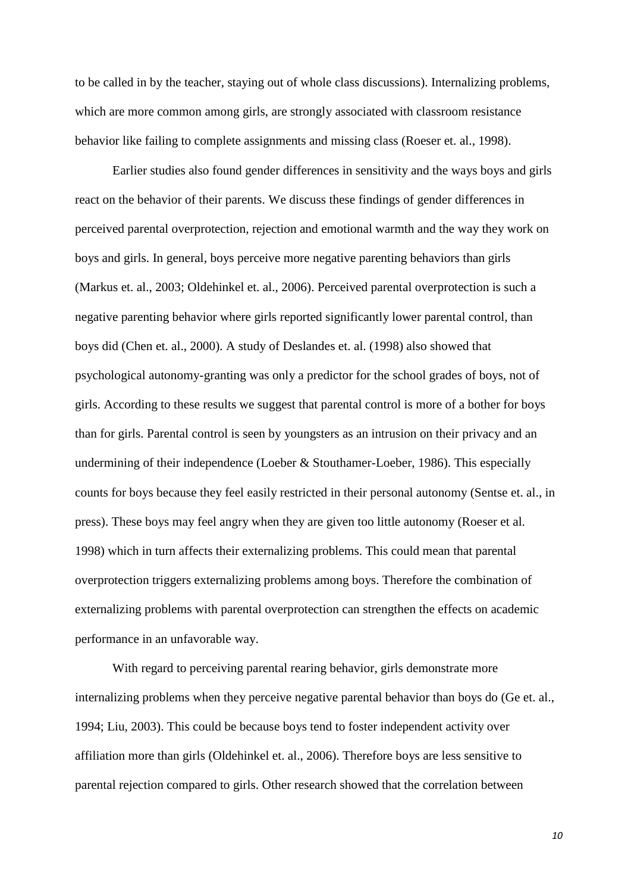to be called in by the teacher, staying out of whole class discussions). Internalizing problems, which are more common among girls, are strongly associated with classroom resistance behavior like failing to complete assignments and missing class (Roeser et. al., 1998).

Earlier studies also found gender differences in sensitivity and the ways boys and girls react on the behavior of their parents. We discuss these findings of gender differences in perceived parental overprotection, rejection and emotional warmth and the way they work on boys and girls. In general, boys perceive more negative parenting behaviors than girls (Markus et. al., 2003; Oldehinkel et. al., 2006). Perceived parental overprotection is such a negative parenting behavior where girls reported significantly lower parental control, than boys did (Chen et. al., 2000). A study of Deslandes et. al. (1998) also showed that psychological autonomy-granting was only a predictor for the school grades of boys, not of girls. According to these results we suggest that parental control is more of a bother for boys than for girls. Parental control is seen by youngsters as an intrusion on their privacy and an undermining of their independence (Loeber & Stouthamer-Loeber, 1986). This especially counts for boys because they feel easily restricted in their personal autonomy (Sentse et. al., in press). These boys may feel angry when they are given too little autonomy (Roeser et al. 1998) which in turn affects their externalizing problems. This could mean that parental overprotection triggers externalizing problems among boys. Therefore the combination of externalizing problems with parental overprotection can strengthen the effects on academic performance in an unfavorable way.

With regard to perceiving parental rearing behavior, girls demonstrate more internalizing problems when they perceive negative parental behavior than boys do (Ge et. al., 1994; Liu, 2003). This could be because boys tend to foster independent activity over affiliation more than girls (Oldehinkel et. al., 2006). Therefore boys are less sensitive to parental rejection compared to girls. Other research showed that the correlation between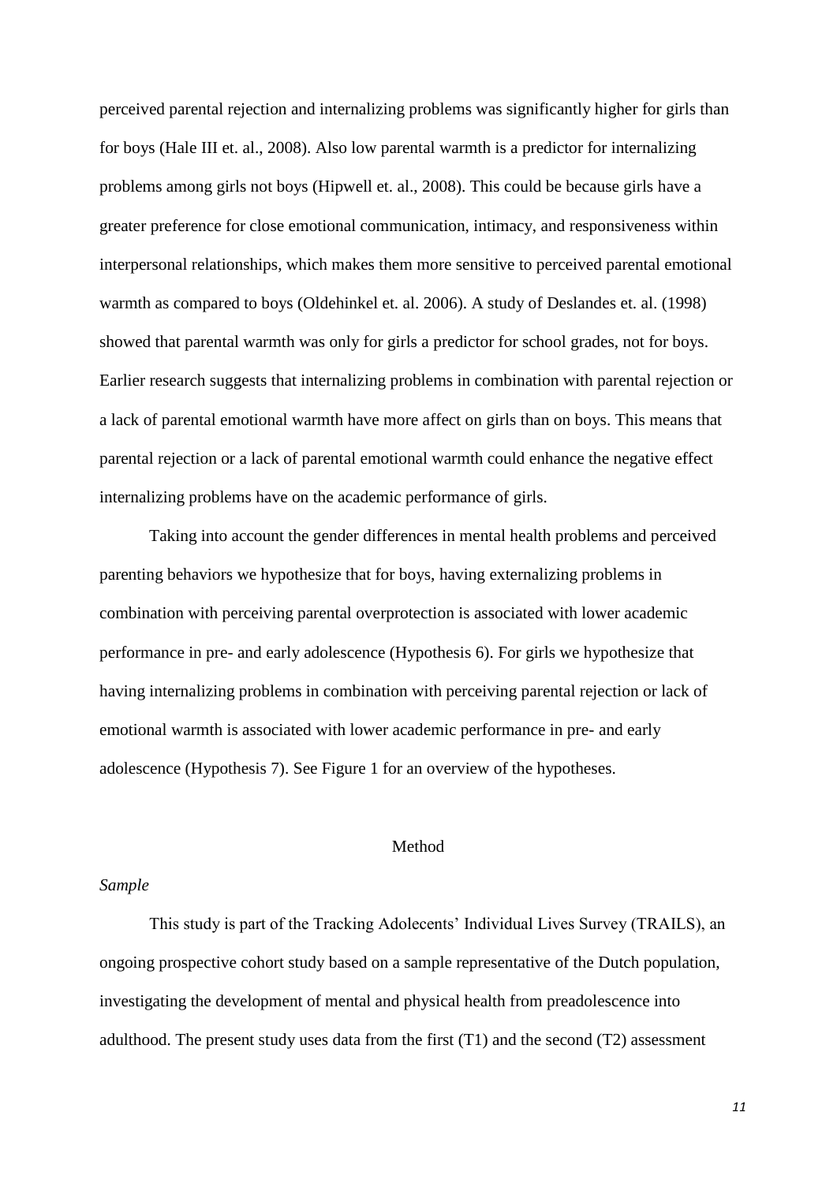perceived parental rejection and internalizing problems was significantly higher for girls than for boys (Hale III et. al., 2008). Also low parental warmth is a predictor for internalizing problems among girls not boys (Hipwell et. al., 2008). This could be because girls have a greater preference for close emotional communication, intimacy, and responsiveness within interpersonal relationships, which makes them more sensitive to perceived parental emotional warmth as compared to boys (Oldehinkel et. al. 2006). A study of Deslandes et. al. (1998) showed that parental warmth was only for girls a predictor for school grades, not for boys. Earlier research suggests that internalizing problems in combination with parental rejection or a lack of parental emotional warmth have more affect on girls than on boys. This means that parental rejection or a lack of parental emotional warmth could enhance the negative effect internalizing problems have on the academic performance of girls.

Taking into account the gender differences in mental health problems and perceived parenting behaviors we hypothesize that for boys, having externalizing problems in combination with perceiving parental overprotection is associated with lower academic performance in pre- and early adolescence (Hypothesis 6). For girls we hypothesize that having internalizing problems in combination with perceiving parental rejection or lack of emotional warmth is associated with lower academic performance in pre- and early adolescence (Hypothesis 7). See Figure 1 for an overview of the hypotheses.

## Method

### *Sample*

This study is part of the Tracking Adolecents' Individual Lives Survey (TRAILS), an ongoing prospective cohort study based on a sample representative of the Dutch population, investigating the development of mental and physical health from preadolescence into adulthood. The present study uses data from the first (T1) and the second (T2) assessment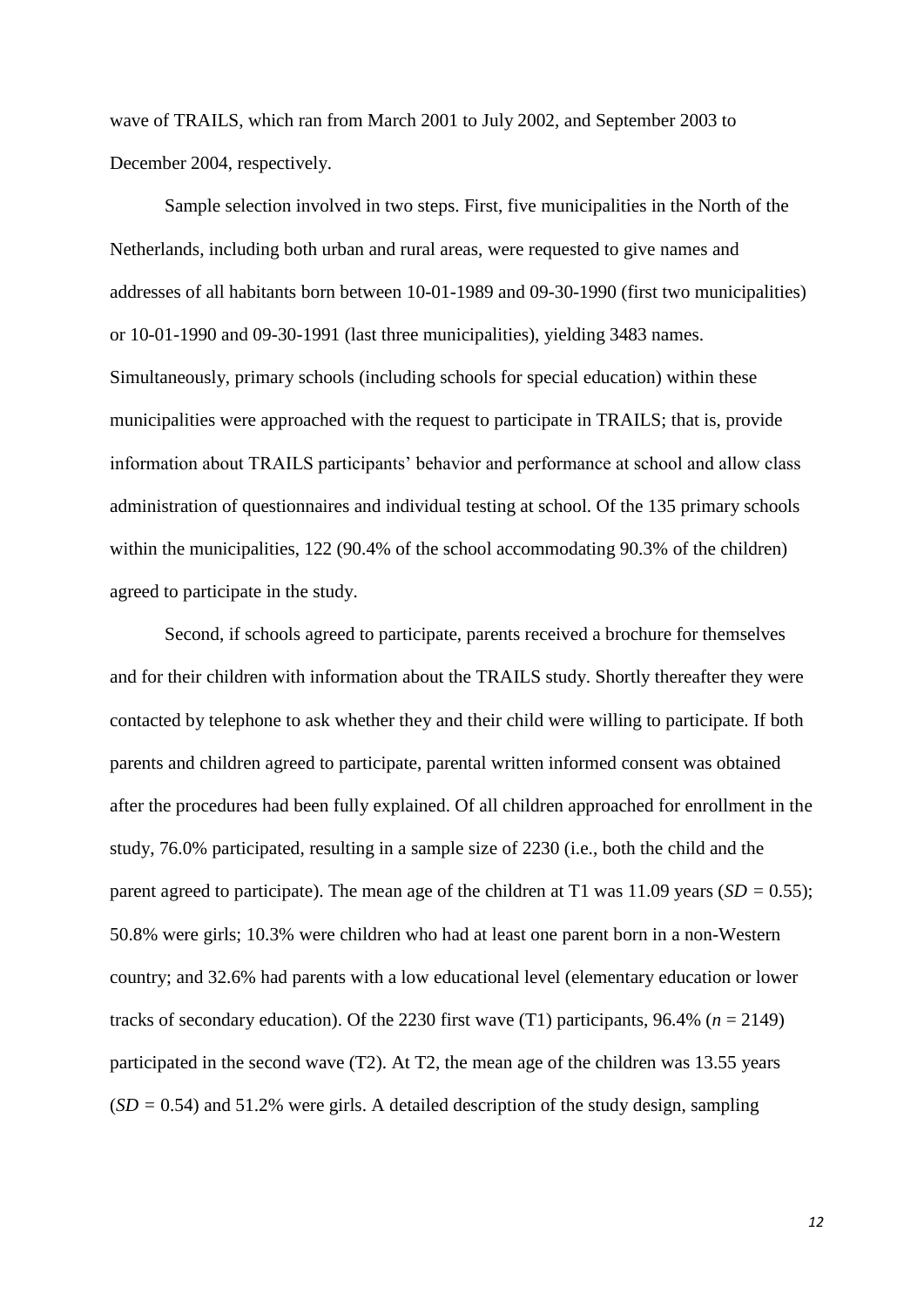wave of TRAILS, which ran from March 2001 to July 2002, and September 2003 to December 2004, respectively.

Sample selection involved in two steps. First, five municipalities in the North of the Netherlands, including both urban and rural areas, were requested to give names and addresses of all habitants born between 10-01-1989 and 09-30-1990 (first two municipalities) or 10-01-1990 and 09-30-1991 (last three municipalities), yielding 3483 names. Simultaneously, primary schools (including schools for special education) within these municipalities were approached with the request to participate in TRAILS; that is, provide information about TRAILS participants' behavior and performance at school and allow class administration of questionnaires and individual testing at school. Of the 135 primary schools within the municipalities, 122 (90.4% of the school accommodating 90.3% of the children) agreed to participate in the study.

Second, if schools agreed to participate, parents received a brochure for themselves and for their children with information about the TRAILS study. Shortly thereafter they were contacted by telephone to ask whether they and their child were willing to participate. If both parents and children agreed to participate, parental written informed consent was obtained after the procedures had been fully explained. Of all children approached for enrollment in the study, 76.0% participated, resulting in a sample size of 2230 (i.e., both the child and the parent agreed to participate). The mean age of the children at T1 was 11.09 years (*SD* = 0.55); 50.8% were girls; 10.3% were children who had at least one parent born in a non-Western country; and 32.6% had parents with a low educational level (elementary education or lower tracks of secondary education). Of the 2230 first wave (T1) participants, 96.4% (*n* = 2149) participated in the second wave (T2). At T2, the mean age of the children was 13.55 years (*SD* = 0.54) and 51.2% were girls. A detailed description of the study design, sampling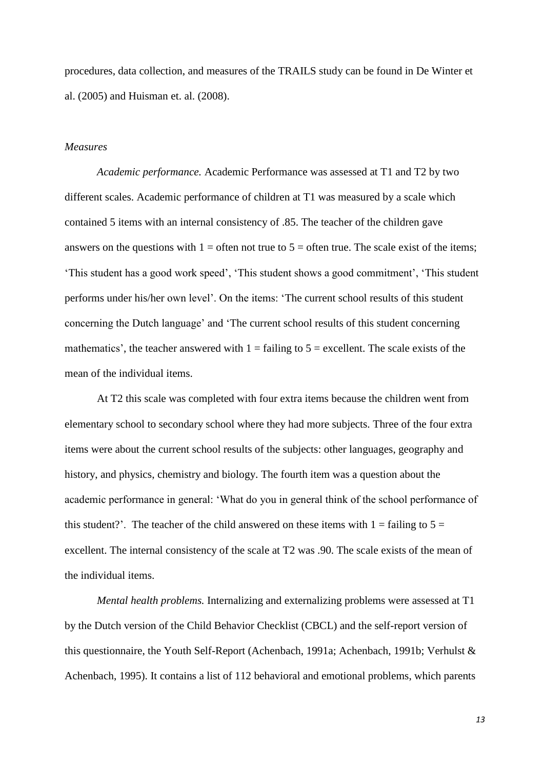procedures, data collection, and measures of the TRAILS study can be found in De Winter et al. (2005) and Huisman et. al. (2008).

*Measures*

*Academic performance.* Academic Performance was assessed at T1 and T2 by two different scales. Academic performance of children at T1 was measured by a scale which contained 5 items with an internal consistency of .85. The teacher of the children gave answers on the questions with 1 = often not true to 5 = often true. The scale exist of the items; 'This student has a good work speed', 'This student shows a good commitment', 'This student performs under his/her own level'. On the items: 'The current school results of this student concerning the Dutch language' and 'The current school results of this student concerning mathematics', the teacher answered with 1 = failing to 5 = excellent. The scale exists of the mean of the individual items.

At T2 this scale was completed with four extra items because the children went from elementary school to secondary school where they had more subjects. Three of the four extra items were about the current school results of the subjects: other languages, geography and history, and physics, chemistry and biology. The fourth item was a question about the academic performance in general: 'What do you in general think of the school performance of this student?'. The teacher of the child answered on these items with 1 = failing to 5 = excellent. The internal consistency of the scale at T2 was .90. The scale exists of the mean of the individual items.

*Mental health problems.* Internalizing and externalizing problems were assessed at T1 by the Dutch version of the Child Behavior Checklist (CBCL) and the self-report version of this questionnaire, the Youth Self-Report (Achenbach, 1991a; Achenbach, 1991b; Verhulst & Achenbach, 1995). It contains a list of 112 behavioral and emotional problems, which parents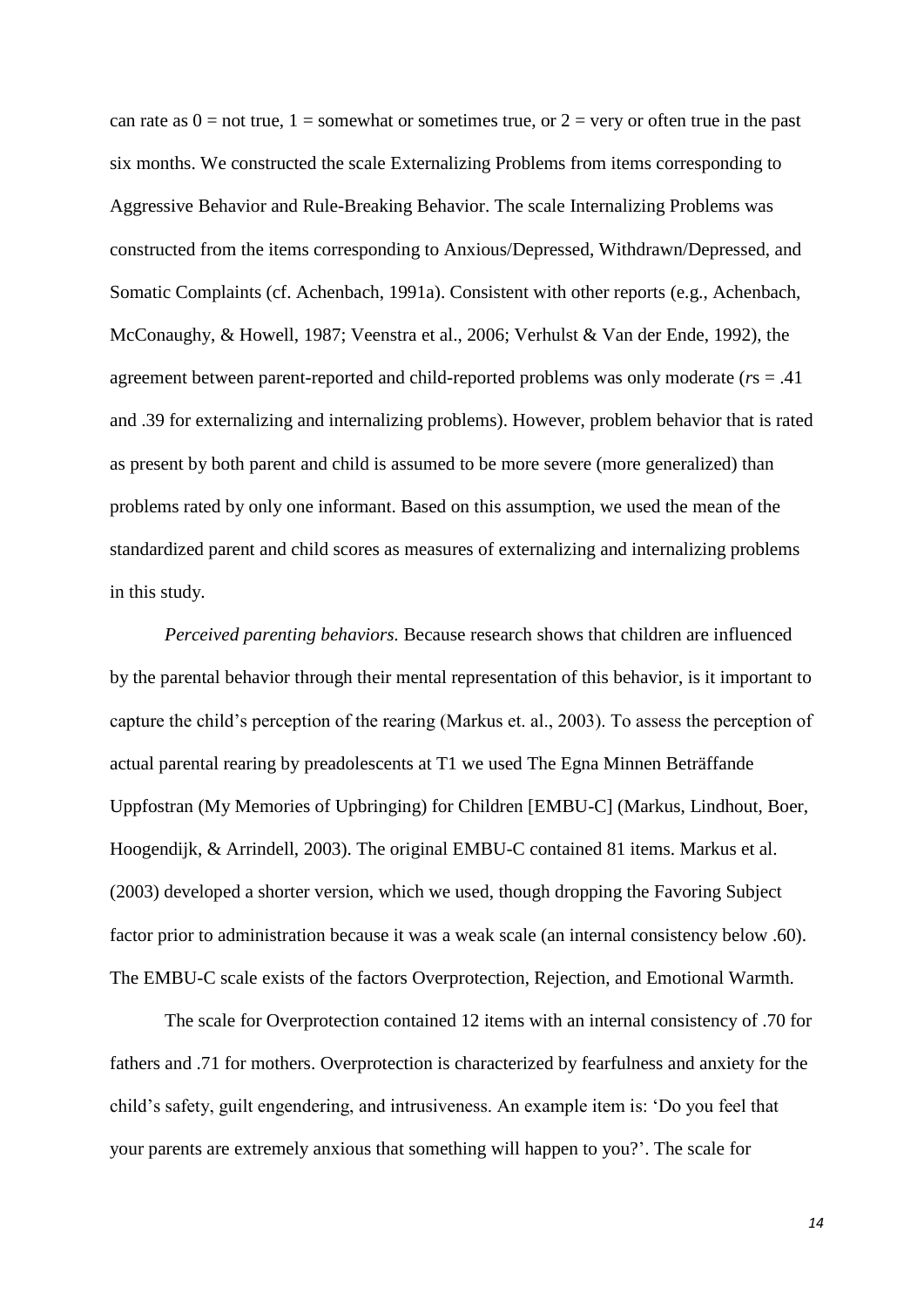can rate as 0 = not true, 1 = somewhat or sometimes true, or 2 = very or often true in the past six months. We constructed the scale Externalizing Problems from items corresponding to Aggressive Behavior and Rule-Breaking Behavior. The scale Internalizing Problems was constructed from the items corresponding to Anxious/Depressed, Withdrawn/Depressed, and Somatic Complaints (cf. Achenbach, 1991a). Consistent with other reports (e.g., Achenbach, McConaughy, & Howell, 1987; Veenstra et al., 2006; Verhulst & Van der Ende, 1992), the agreement between parent-reported and child-reported problems was only moderate (*r*s = .41 and .39 for externalizing and internalizing problems). However, problem behavior that is rated as present by both parent and child is assumed to be more severe (more generalized) than problems rated by only one informant. Based on this assumption, we used the mean of the standardized parent and child scores as measures of externalizing and internalizing problems in this study.

*Perceived parenting behaviors.* Because research shows that children are influenced by the parental behavior through their mental representation of this behavior, is it important to capture the child's perception of the rearing (Markus et. al., 2003). To assess the perception of actual parental rearing by preadolescents at T1 we used The Egna Minnen Beträffande Uppfostran (My Memories of Upbringing) for Children [EMBU-C] (Markus, Lindhout, Boer, Hoogendijk, & Arrindell, 2003). The original EMBU-C contained 81 items. Markus et al. (2003) developed a shorter version, which we used, though dropping the Favoring Subject factor prior to administration because it was a weak scale (an internal consistency below .60). The EMBU-C scale exists of the factors Overprotection, Rejection, and Emotional Warmth.

The scale for Overprotection contained 12 items with an internal consistency of .70 for fathers and .71 for mothers. Overprotection is characterized by fearfulness and anxiety for the child's safety, guilt engendering, and intrusiveness. An example item is: 'Do you feel that your parents are extremely anxious that something will happen to you?'. The scale for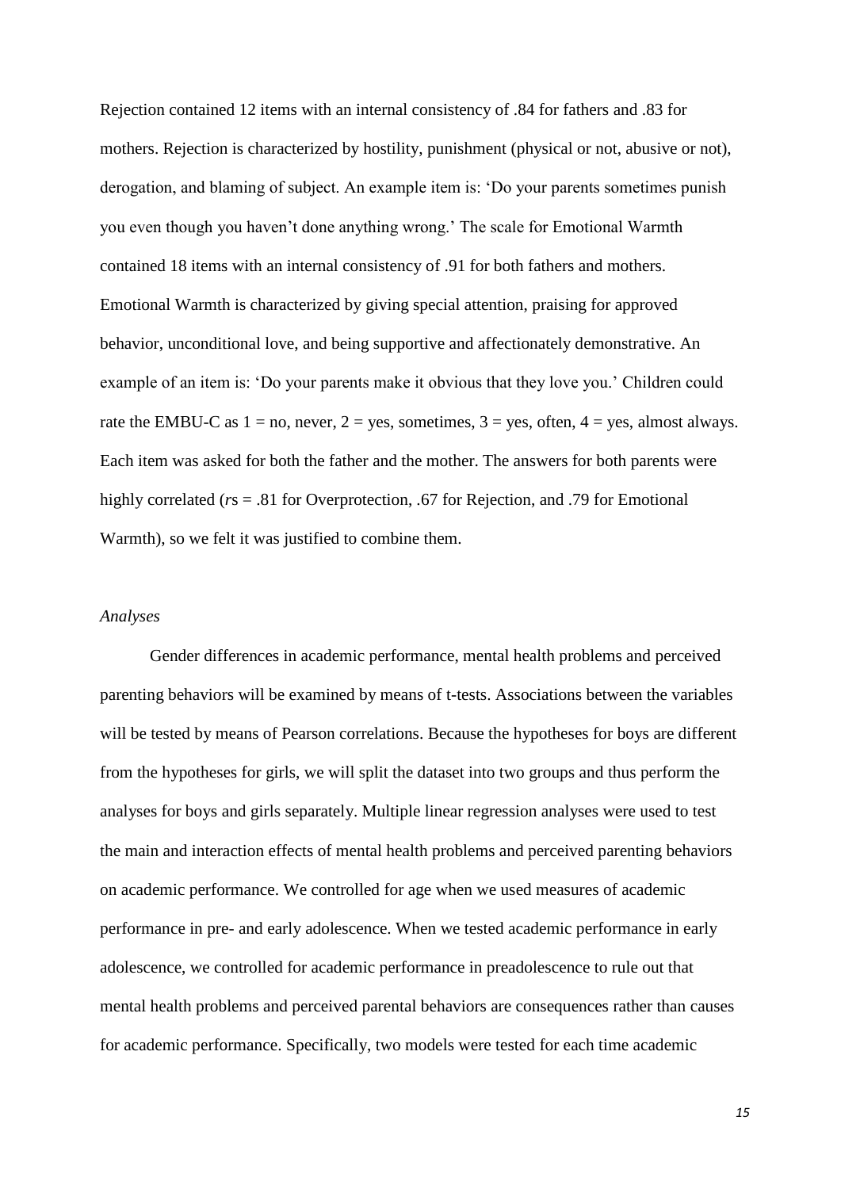Rejection contained 12 items with an internal consistency of .84 for fathers and .83 for mothers. Rejection is characterized by hostility, punishment (physical or not, abusive or not), derogation, and blaming of subject. An example item is: 'Do your parents sometimes punish you even though you haven't done anything wrong.' The scale for Emotional Warmth contained 18 items with an internal consistency of .91 for both fathers and mothers. Emotional Warmth is characterized by giving special attention, praising for approved behavior, unconditional love, and being supportive and affectionately demonstrative. An example of an item is: 'Do your parents make it obvious that they love you.' Children could rate the EMBU-C as 1 = no, never, 2 = yes, sometimes, 3 = yes, often, 4 = yes, almost always. Each item was asked for both the father and the mother. The answers for both parents were highly correlated (*r*s = .81 for Overprotection, .67 for Rejection, and .79 for Emotional Warmth), so we felt it was justified to combine them.

*Analyses*

Gender differences in academic performance, mental health problems and perceived parenting behaviors will be examined by means of t-tests. Associations between the variables will be tested by means of Pearson correlations. Because the hypotheses for boys are different from the hypotheses for girls, we will split the dataset into two groups and thus perform the analyses for boys and girls separately. Multiple linear regression analyses were used to test the main and interaction effects of mental health problems and perceived parenting behaviors on academic performance. We controlled for age when we used measures of academic performance in pre- and early adolescence. When we tested academic performance in early adolescence, we controlled for academic performance in preadolescence to rule out that mental health problems and perceived parental behaviors are consequences rather than causes for academic performance. Specifically, two models were tested for each time academic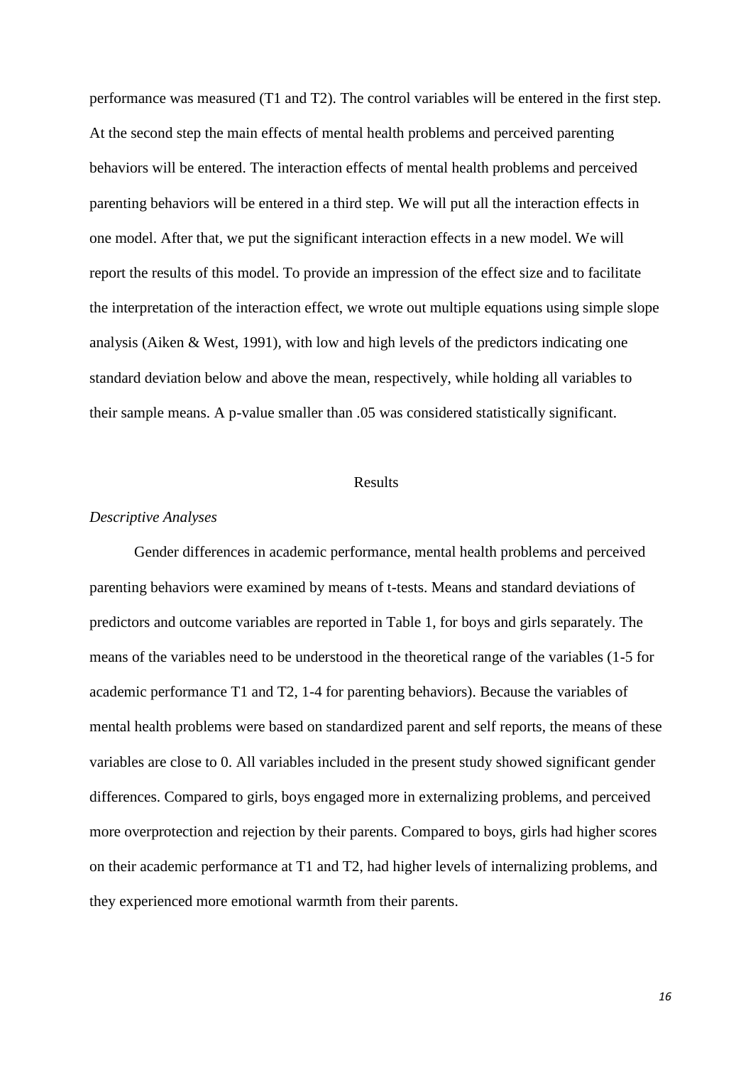performance was measured (T1 and T2). The control variables will be entered in the first step. At the second step the main effects of mental health problems and perceived parenting behaviors will be entered. The interaction effects of mental health problems and perceived parenting behaviors will be entered in a third step. We will put all the interaction effects in one model. After that, we put the significant interaction effects in a new model. We will report the results of this model. To provide an impression of the effect size and to facilitate the interpretation of the interaction effect, we wrote out multiple equations using simple slope analysis (Aiken & West, 1991), with low and high levels of the predictors indicating one standard deviation below and above the mean, respectively, while holding all variables to their sample means. A p-value smaller than .05 was considered statistically significant.

# Results

### *Descriptive Analyses*

Gender differences in academic performance, mental health problems and perceived parenting behaviors were examined by means of t-tests. Means and standard deviations of predictors and outcome variables are reported in Table 1, for boys and girls separately. The means of the variables need to be understood in the theoretical range of the variables (1-5 for academic performance T1 and T2, 1-4 for parenting behaviors). Because the variables of mental health problems were based on standardized parent and self reports, the means of these variables are close to 0. All variables included in the present study showed significant gender differences. Compared to girls, boys engaged more in externalizing problems, and perceived more overprotection and rejection by their parents. Compared to boys, girls had higher scores on their academic performance at T1 and T2, had higher levels of internalizing problems, and they experienced more emotional warmth from their parents.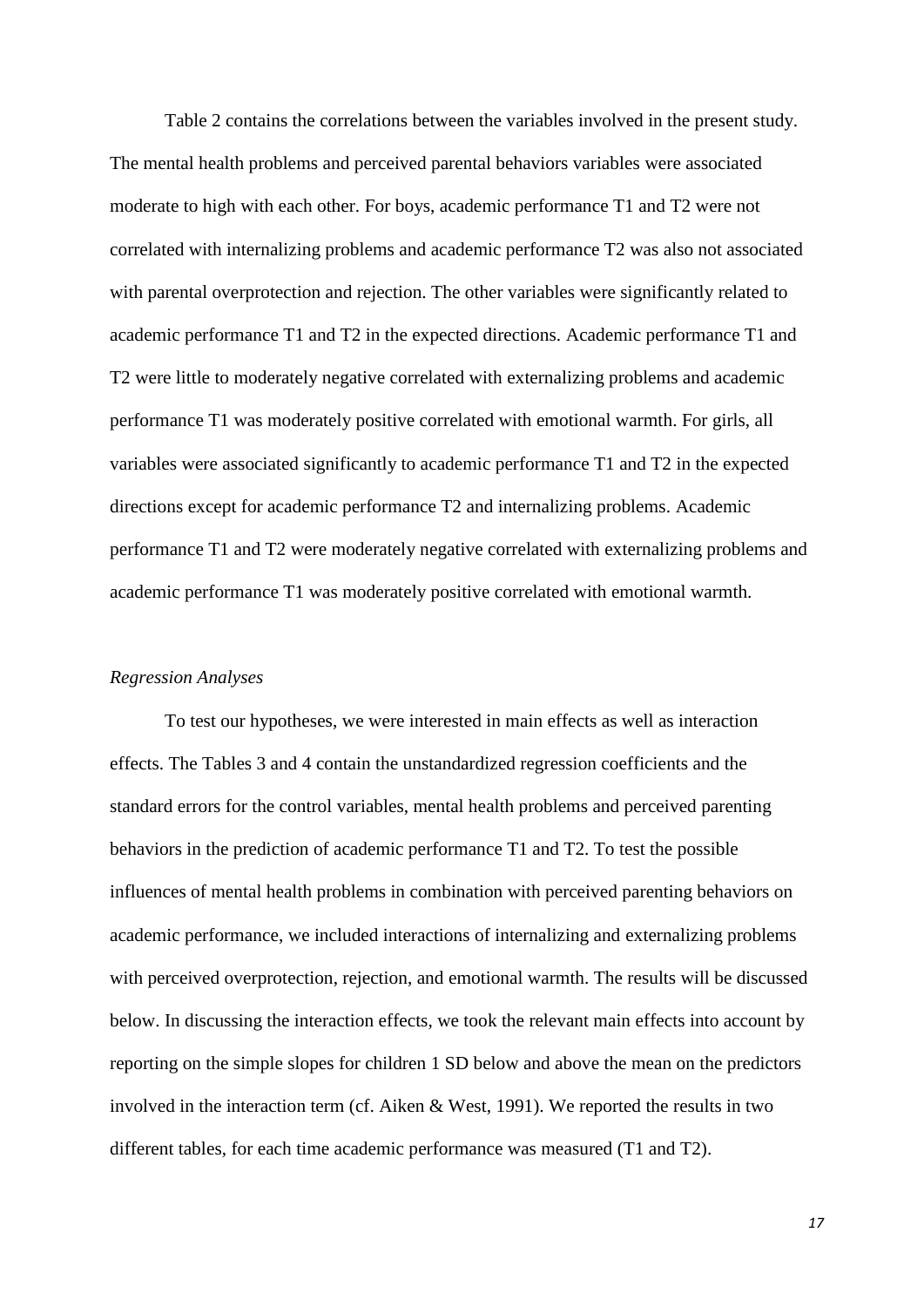Table 2 contains the correlations between the variables involved in the present study. The mental health problems and perceived parental behaviors variables were associated moderate to high with each other. For boys, academic performance T1 and T2 were not correlated with internalizing problems and academic performance T2 was also not associated with parental overprotection and rejection. The other variables were significantly related to academic performance T1 and T2 in the expected directions. Academic performance T1 and T2 were little to moderately negative correlated with externalizing problems and academic performance T1 was moderately positive correlated with emotional warmth. For girls, all variables were associated significantly to academic performance T1 and T2 in the expected directions except for academic performance T2 and internalizing problems. Academic performance T1 and T2 were moderately negative correlated with externalizing problems and academic performance T1 was moderately positive correlated with emotional warmth.

*Regression Analyses*

To test our hypotheses, we were interested in main effects as well as interaction effects. The Tables 3 and 4 contain the unstandardized regression coefficients and the standard errors for the control variables, mental health problems and perceived parenting behaviors in the prediction of academic performance T1 and T2. To test the possible influences of mental health problems in combination with perceived parenting behaviors on academic performance, we included interactions of internalizing and externalizing problems with perceived overprotection, rejection, and emotional warmth. The results will be discussed below. In discussing the interaction effects, we took the relevant main effects into account by reporting on the simple slopes for children 1 SD below and above the mean on the predictors involved in the interaction term (cf. Aiken & West, 1991). We reported the results in two different tables, for each time academic performance was measured (T1 and T2).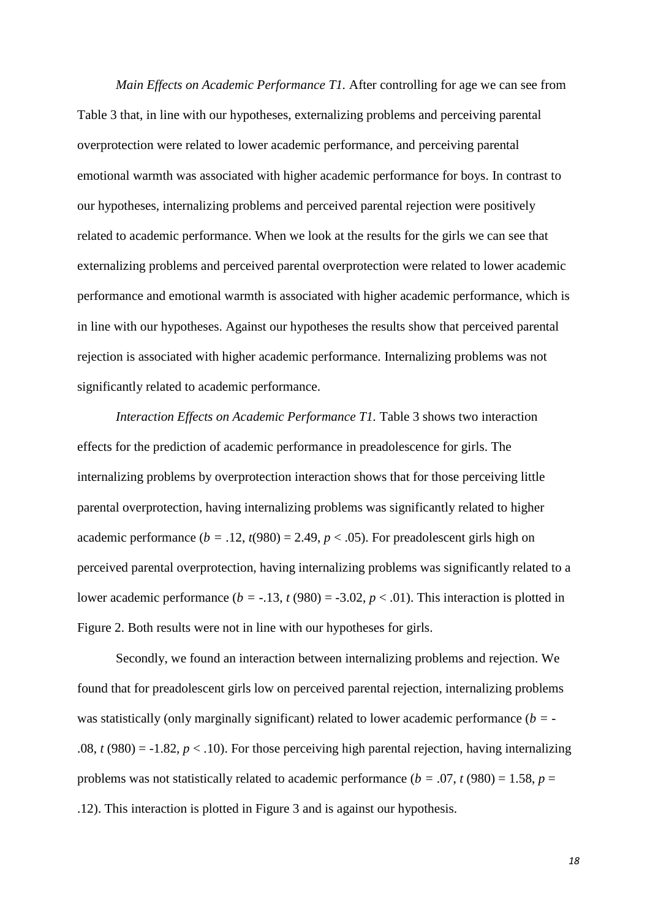*Main Effects on Academic Performance T1.* After controlling for age we can see from Table 3 that, in line with our hypotheses, externalizing problems and perceiving parental overprotection were related to lower academic performance, and perceiving parental emotional warmth was associated with higher academic performance for boys. In contrast to our hypotheses, internalizing problems and perceived parental rejection were positively related to academic performance. When we look at the results for the girls we can see that externalizing problems and perceived parental overprotection were related to lower academic performance and emotional warmth is associated with higher academic performance, which is in line with our hypotheses. Against our hypotheses the results show that perceived parental rejection is associated with higher academic performance. Internalizing problems was not significantly related to academic performance.

*Interaction Effects on Academic Performance T1.* Table 3 shows two interaction effects for the prediction of academic performance in preadolescence for girls. The internalizing problems by overprotection interaction shows that for those perceiving little parental overprotection, having internalizing problems was significantly related to higher academic performance ($b = .12$, $t(980) = 2.49$, $p < .05$). For preadolescent girls high on perceived parental overprotection, having internalizing problems was significantly related to a lower academic performance ($b = -.13$, $t\ (980) = -3.02$, $p < .01$). This interaction is plotted in Figure 2. Both results were not in line with our hypotheses for girls.

Secondly, we found an interaction between internalizing problems and rejection. We found that for preadolescent girls low on perceived parental rejection, internalizing problems was statistically (only marginally significant) related to lower academic performance ($b = -.08$, $t\ (980) = -1.82$, $p < .10$). For those perceiving high parental rejection, having internalizing problems was not statistically related to academic performance ($b = .07$, $t\ (980) = 1.58$, $p = .12$). This interaction is plotted in Figure 3 and is against our hypothesis.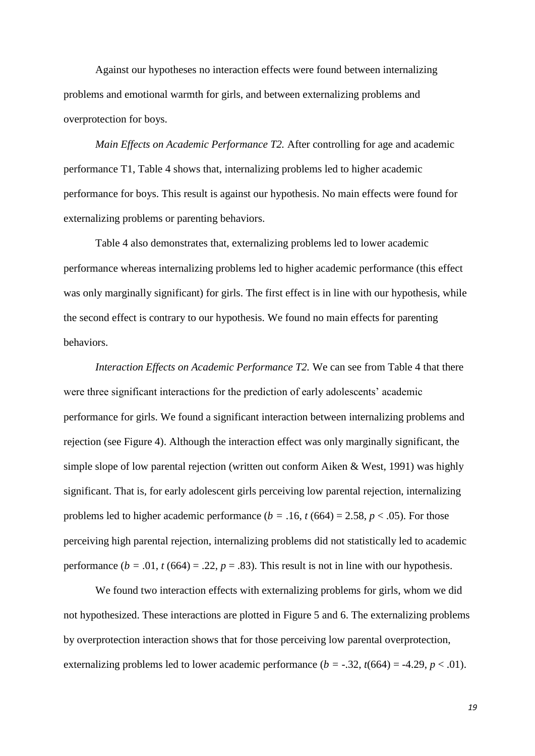Against our hypotheses no interaction effects were found between internalizing problems and emotional warmth for girls, and between externalizing problems and overprotection for boys.

*Main Effects on Academic Performance T2.* After controlling for age and academic performance T1, Table 4 shows that, internalizing problems led to higher academic performance for boys. This result is against our hypothesis. No main effects were found for externalizing problems or parenting behaviors.

Table 4 also demonstrates that, externalizing problems led to lower academic performance whereas internalizing problems led to higher academic performance (this effect was only marginally significant) for girls. The first effect is in line with our hypothesis, while the second effect is contrary to our hypothesis. We found no main effects for parenting behaviors.

*Interaction Effects on Academic Performance T2.* We can see from Table 4 that there were three significant interactions for the prediction of early adolescents' academic performance for girls. We found a significant interaction between internalizing problems and rejection (see Figure 4). Although the interaction effect was only marginally significant, the simple slope of low parental rejection (written out conform Aiken & West, 1991) was highly significant. That is, for early adolescent girls perceiving low parental rejection, internalizing problems led to higher academic performance ($b = .16$, $t(664) = 2.58$, $p < .05$). For those perceiving high parental rejection, internalizing problems did not statistically led to academic performance ($b = .01$, $t(664) = .22$, $p = .83$). This result is not in line with our hypothesis.

We found two interaction effects with externalizing problems for girls, whom we did not hypothesized. These interactions are plotted in Figure 5 and 6. The externalizing problems by overprotection interaction shows that for those perceiving low parental overprotection, externalizing problems led to lower academic performance ($b = -.32$, $t(664) = -4.29$, $p < .01$).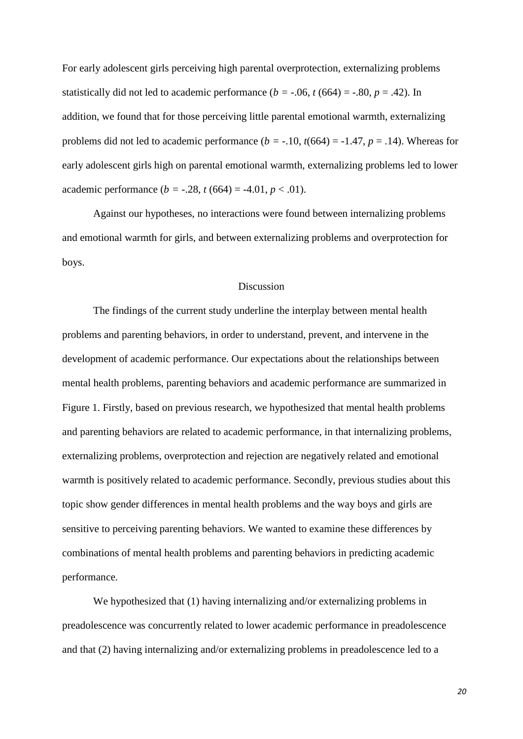For early adolescent girls perceiving high parental overprotection, externalizing problems statistically did not led to academic performance ($b = -.06$, $t(664) = -.80$, $p = .42$). In addition, we found that for those perceiving little parental emotional warmth, externalizing problems did not led to academic performance ($b = -.10$, $t(664) = -1.47$, $p = .14$). Whereas for early adolescent girls high on parental emotional warmth, externalizing problems led to lower academic performance ($b = -.28$, $t(664) = -4.01$, $p < .01$).

Against our hypotheses, no interactions were found between internalizing problems and emotional warmth for girls, and between externalizing problems and overprotection for boys.

## Discussion

The findings of the current study underline the interplay between mental health problems and parenting behaviors, in order to understand, prevent, and intervene in the development of academic performance. Our expectations about the relationships between mental health problems, parenting behaviors and academic performance are summarized in Figure 1. Firstly, based on previous research, we hypothesized that mental health problems and parenting behaviors are related to academic performance, in that internalizing problems, externalizing problems, overprotection and rejection are negatively related and emotional warmth is positively related to academic performance. Secondly, previous studies about this topic show gender differences in mental health problems and the way boys and girls are sensitive to perceiving parenting behaviors. We wanted to examine these differences by combinations of mental health problems and parenting behaviors in predicting academic performance.

We hypothesized that (1) having internalizing and/or externalizing problems in preadolescence was concurrently related to lower academic performance in preadolescence and that (2) having internalizing and/or externalizing problems in preadolescence led to a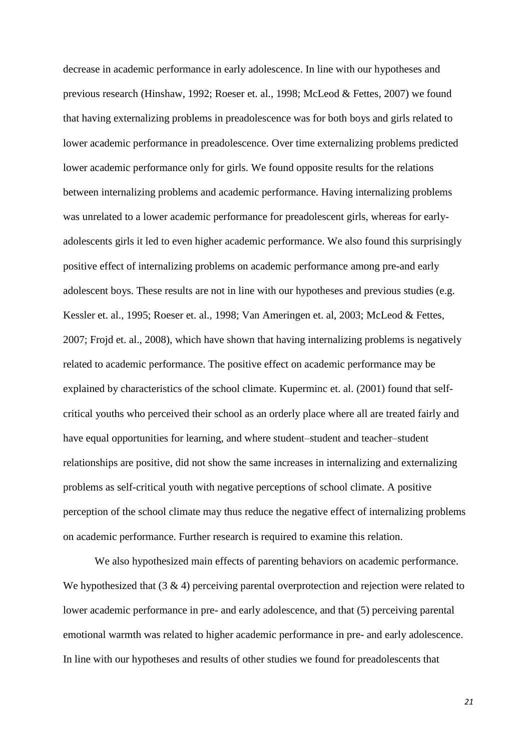decrease in academic performance in early adolescence. In line with our hypotheses and previous research (Hinshaw, 1992; Roeser et. al., 1998; McLeod & Fettes, 2007) we found that having externalizing problems in preadolescence was for both boys and girls related to lower academic performance in preadolescence. Over time externalizing problems predicted lower academic performance only for girls. We found opposite results for the relations between internalizing problems and academic performance. Having internalizing problems was unrelated to a lower academic performance for preadolescent girls, whereas for early-adolescents girls it led to even higher academic performance. We also found this surprisingly positive effect of internalizing problems on academic performance among pre-and early adolescent boys. These results are not in line with our hypotheses and previous studies (e.g. Kessler et. al., 1995; Roeser et. al., 1998; Van Ameringen et. al, 2003; McLeod & Fettes, 2007; Frojd et. al., 2008), which have shown that having internalizing problems is negatively related to academic performance. The positive effect on academic performance may be explained by characteristics of the school climate. Kuperminc et. al. (2001) found that self-critical youths who perceived their school as an orderly place where all are treated fairly and have equal opportunities for learning, and where student–student and teacher–student relationships are positive, did not show the same increases in internalizing and externalizing problems as self-critical youth with negative perceptions of school climate. A positive perception of the school climate may thus reduce the negative effect of internalizing problems on academic performance. Further research is required to examine this relation.

We also hypothesized main effects of parenting behaviors on academic performance. We hypothesized that (3 & 4) perceiving parental overprotection and rejection were related to lower academic performance in pre- and early adolescence, and that (5) perceiving parental emotional warmth was related to higher academic performance in pre- and early adolescence. In line with our hypotheses and results of other studies we found for preadolescents that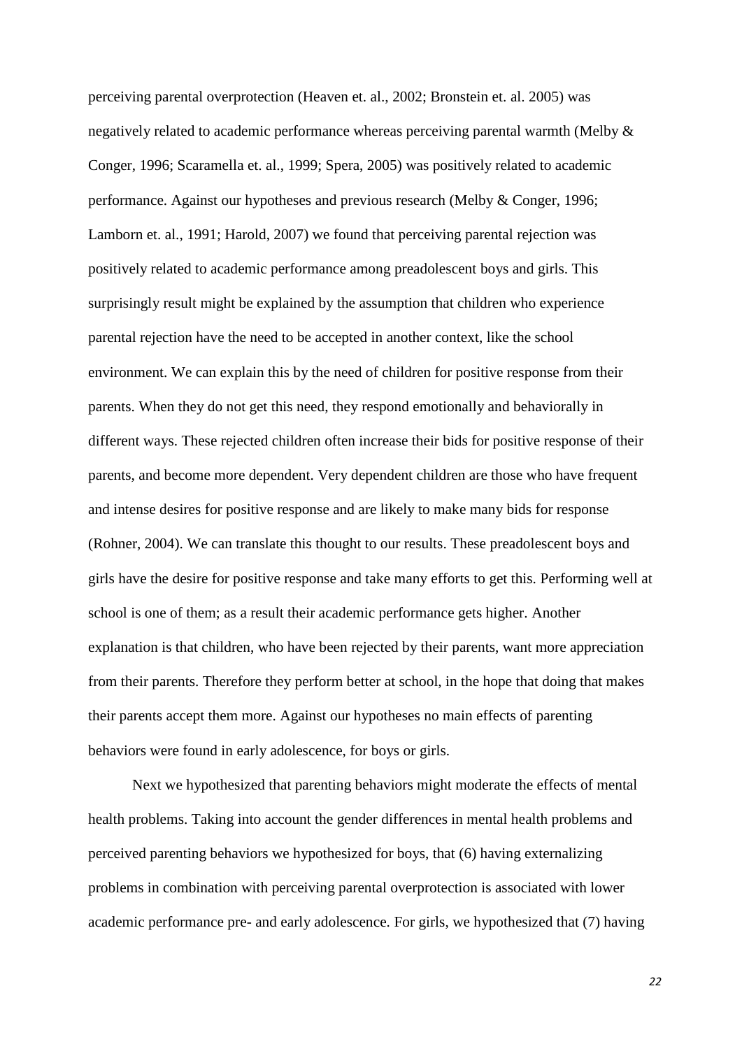perceiving parental overprotection (Heaven et. al., 2002; Bronstein et. al. 2005) was negatively related to academic performance whereas perceiving parental warmth (Melby & Conger, 1996; Scaramella et. al., 1999; Spera, 2005) was positively related to academic performance. Against our hypotheses and previous research (Melby & Conger, 1996; Lamborn et. al., 1991; Harold, 2007) we found that perceiving parental rejection was positively related to academic performance among preadolescent boys and girls. This surprisingly result might be explained by the assumption that children who experience parental rejection have the need to be accepted in another context, like the school environment. We can explain this by the need of children for positive response from their parents. When they do not get this need, they respond emotionally and behaviorally in different ways. These rejected children often increase their bids for positive response of their parents, and become more dependent. Very dependent children are those who have frequent and intense desires for positive response and are likely to make many bids for response (Rohner, 2004). We can translate this thought to our results. These preadolescent boys and girls have the desire for positive response and take many efforts to get this. Performing well at school is one of them; as a result their academic performance gets higher. Another explanation is that children, who have been rejected by their parents, want more appreciation from their parents. Therefore they perform better at school, in the hope that doing that makes their parents accept them more. Against our hypotheses no main effects of parenting behaviors were found in early adolescence, for boys or girls.

Next we hypothesized that parenting behaviors might moderate the effects of mental health problems. Taking into account the gender differences in mental health problems and perceived parenting behaviors we hypothesized for boys, that (6) having externalizing problems in combination with perceiving parental overprotection is associated with lower academic performance pre- and early adolescence. For girls, we hypothesized that (7) having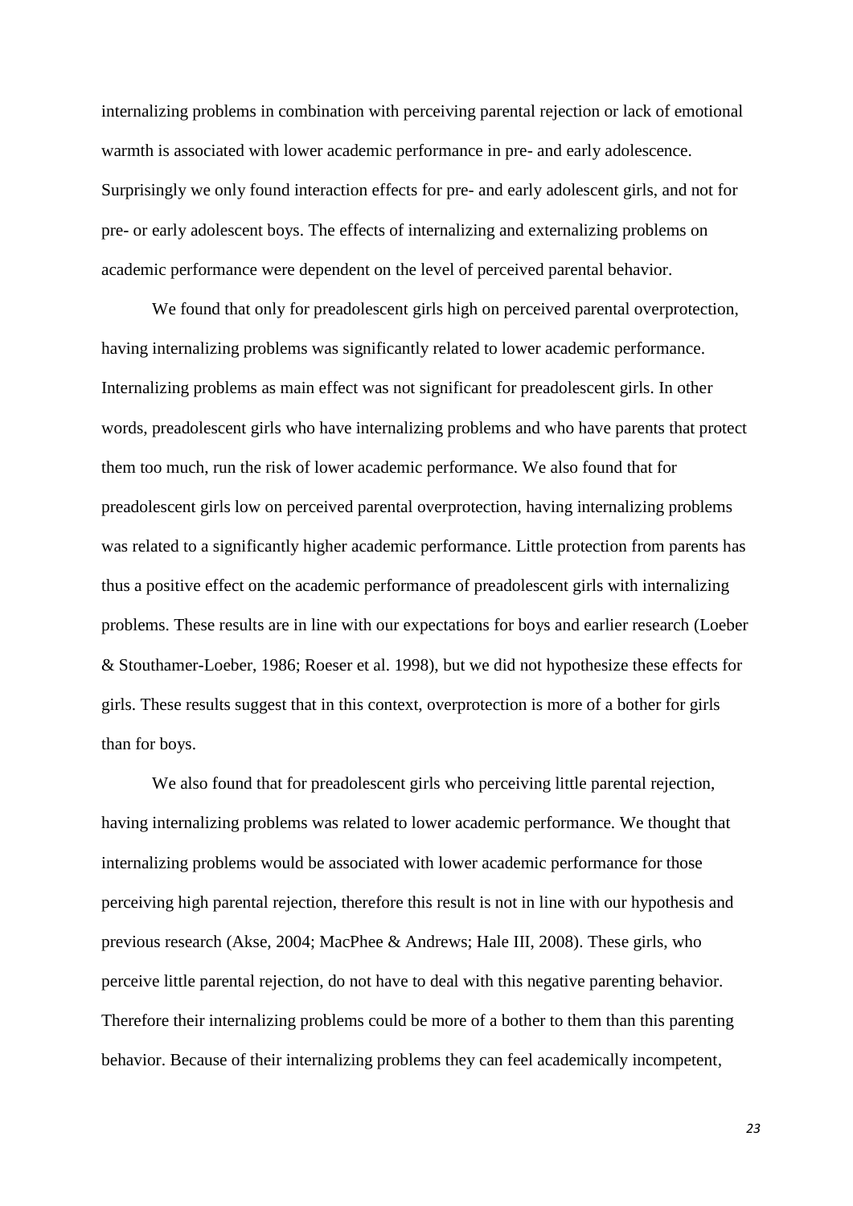internalizing problems in combination with perceiving parental rejection or lack of emotional warmth is associated with lower academic performance in pre- and early adolescence. Surprisingly we only found interaction effects for pre- and early adolescent girls, and not for pre- or early adolescent boys. The effects of internalizing and externalizing problems on academic performance were dependent on the level of perceived parental behavior.

We found that only for preadolescent girls high on perceived parental overprotection, having internalizing problems was significantly related to lower academic performance. Internalizing problems as main effect was not significant for preadolescent girls. In other words, preadolescent girls who have internalizing problems and who have parents that protect them too much, run the risk of lower academic performance. We also found that for preadolescent girls low on perceived parental overprotection, having internalizing problems was related to a significantly higher academic performance. Little protection from parents has thus a positive effect on the academic performance of preadolescent girls with internalizing problems. These results are in line with our expectations for boys and earlier research (Loeber & Stouthamer-Loeber, 1986; Roeser et al. 1998), but we did not hypothesize these effects for girls. These results suggest that in this context, overprotection is more of a bother for girls than for boys.

We also found that for preadolescent girls who perceiving little parental rejection, having internalizing problems was related to lower academic performance. We thought that internalizing problems would be associated with lower academic performance for those perceiving high parental rejection, therefore this result is not in line with our hypothesis and previous research (Akse, 2004; MacPhee & Andrews; Hale III, 2008). These girls, who perceive little parental rejection, do not have to deal with this negative parenting behavior. Therefore their internalizing problems could be more of a bother to them than this parenting behavior. Because of their internalizing problems they can feel academically incompetent,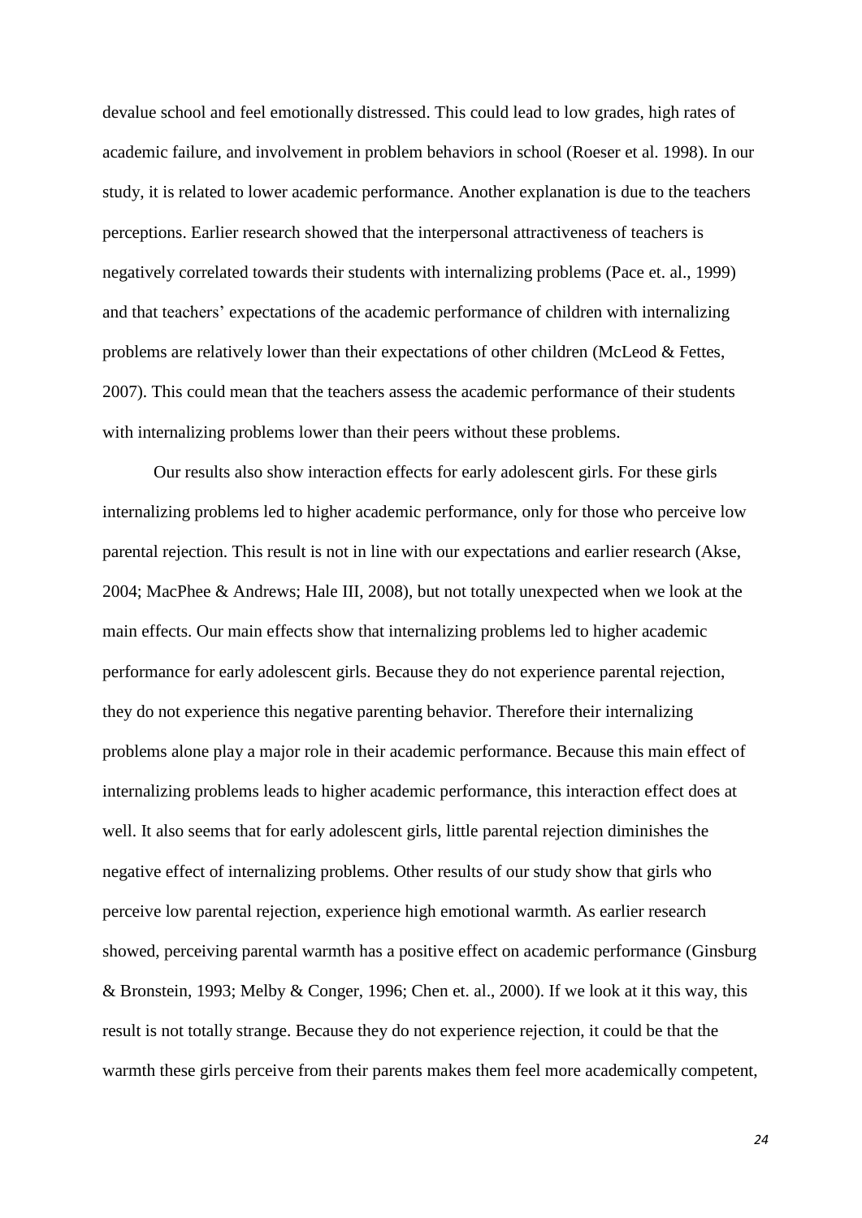devalue school and feel emotionally distressed. This could lead to low grades, high rates of academic failure, and involvement in problem behaviors in school (Roeser et al. 1998). In our study, it is related to lower academic performance. Another explanation is due to the teachers perceptions. Earlier research showed that the interpersonal attractiveness of teachers is negatively correlated towards their students with internalizing problems (Pace et. al., 1999) and that teachers' expectations of the academic performance of children with internalizing problems are relatively lower than their expectations of other children (McLeod & Fettes, 2007). This could mean that the teachers assess the academic performance of their students with internalizing problems lower than their peers without these problems.

Our results also show interaction effects for early adolescent girls. For these girls internalizing problems led to higher academic performance, only for those who perceive low parental rejection. This result is not in line with our expectations and earlier research (Akse, 2004; MacPhee & Andrews; Hale III, 2008), but not totally unexpected when we look at the main effects. Our main effects show that internalizing problems led to higher academic performance for early adolescent girls. Because they do not experience parental rejection, they do not experience this negative parenting behavior. Therefore their internalizing problems alone play a major role in their academic performance. Because this main effect of internalizing problems leads to higher academic performance, this interaction effect does at well. It also seems that for early adolescent girls, little parental rejection diminishes the negative effect of internalizing problems. Other results of our study show that girls who perceive low parental rejection, experience high emotional warmth. As earlier research showed, perceiving parental warmth has a positive effect on academic performance (Ginsburg & Bronstein, 1993; Melby & Conger, 1996; Chen et. al., 2000). If we look at it this way, this result is not totally strange. Because they do not experience rejection, it could be that the warmth these girls perceive from their parents makes them feel more academically competent,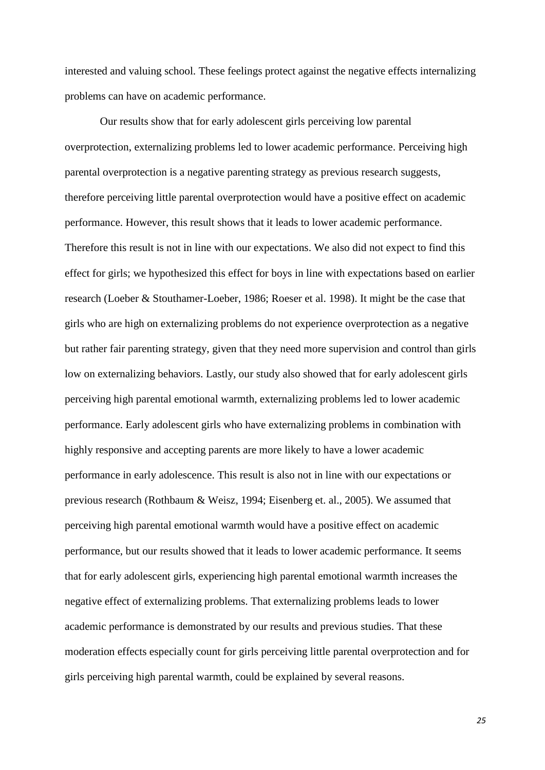interested and valuing school. These feelings protect against the negative effects internalizing problems can have on academic performance.

Our results show that for early adolescent girls perceiving low parental overprotection, externalizing problems led to lower academic performance. Perceiving high parental overprotection is a negative parenting strategy as previous research suggests, therefore perceiving little parental overprotection would have a positive effect on academic performance. However, this result shows that it leads to lower academic performance. Therefore this result is not in line with our expectations. We also did not expect to find this effect for girls; we hypothesized this effect for boys in line with expectations based on earlier research (Loeber & Stouthamer-Loeber, 1986; Roeser et al. 1998). It might be the case that girls who are high on externalizing problems do not experience overprotection as a negative but rather fair parenting strategy, given that they need more supervision and control than girls low on externalizing behaviors. Lastly, our study also showed that for early adolescent girls perceiving high parental emotional warmth, externalizing problems led to lower academic performance. Early adolescent girls who have externalizing problems in combination with highly responsive and accepting parents are more likely to have a lower academic performance in early adolescence. This result is also not in line with our expectations or previous research (Rothbaum & Weisz, 1994; Eisenberg et. al., 2005). We assumed that perceiving high parental emotional warmth would have a positive effect on academic performance, but our results showed that it leads to lower academic performance. It seems that for early adolescent girls, experiencing high parental emotional warmth increases the negative effect of externalizing problems. That externalizing problems leads to lower academic performance is demonstrated by our results and previous studies. That these moderation effects especially count for girls perceiving little parental overprotection and for girls perceiving high parental warmth, could be explained by several reasons.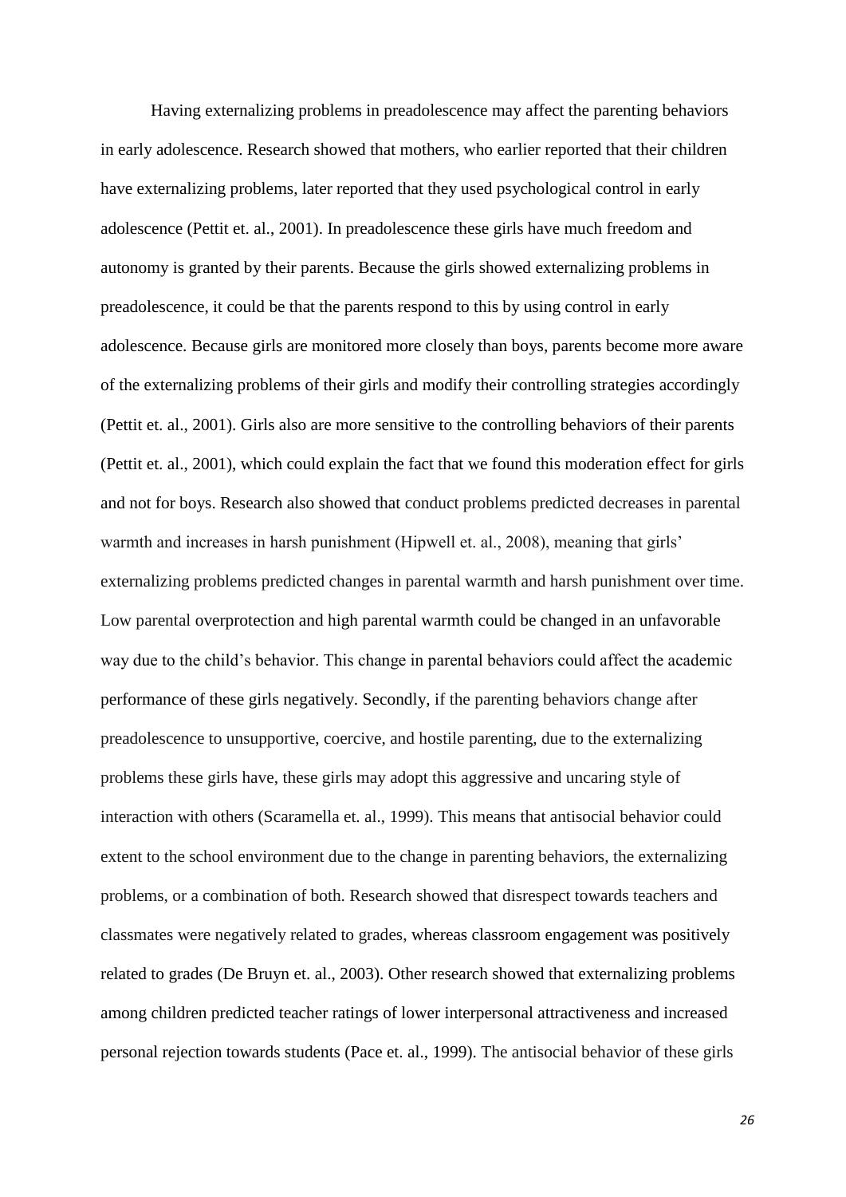Having externalizing problems in preadolescence may affect the parenting behaviors in early adolescence. Research showed that mothers, who earlier reported that their children have externalizing problems, later reported that they used psychological control in early adolescence (Pettit et. al., 2001). In preadolescence these girls have much freedom and autonomy is granted by their parents. Because the girls showed externalizing problems in preadolescence, it could be that the parents respond to this by using control in early adolescence. Because girls are monitored more closely than boys, parents become more aware of the externalizing problems of their girls and modify their controlling strategies accordingly (Pettit et. al., 2001). Girls also are more sensitive to the controlling behaviors of their parents (Pettit et. al., 2001), which could explain the fact that we found this moderation effect for girls and not for boys. Research also showed that conduct problems predicted decreases in parental warmth and increases in harsh punishment (Hipwell et. al., 2008), meaning that girls' externalizing problems predicted changes in parental warmth and harsh punishment over time. Low parental overprotection and high parental warmth could be changed in an unfavorable way due to the child's behavior. This change in parental behaviors could affect the academic performance of these girls negatively. Secondly, if the parenting behaviors change after preadolescence to unsupportive, coercive, and hostile parenting, due to the externalizing problems these girls have, these girls may adopt this aggressive and uncaring style of interaction with others (Scaramella et. al., 1999). This means that antisocial behavior could extent to the school environment due to the change in parenting behaviors, the externalizing problems, or a combination of both. Research showed that disrespect towards teachers and classmates were negatively related to grades, whereas classroom engagement was positively related to grades (De Bruyn et. al., 2003). Other research showed that externalizing problems among children predicted teacher ratings of lower interpersonal attractiveness and increased personal rejection towards students (Pace et. al., 1999). The antisocial behavior of these girls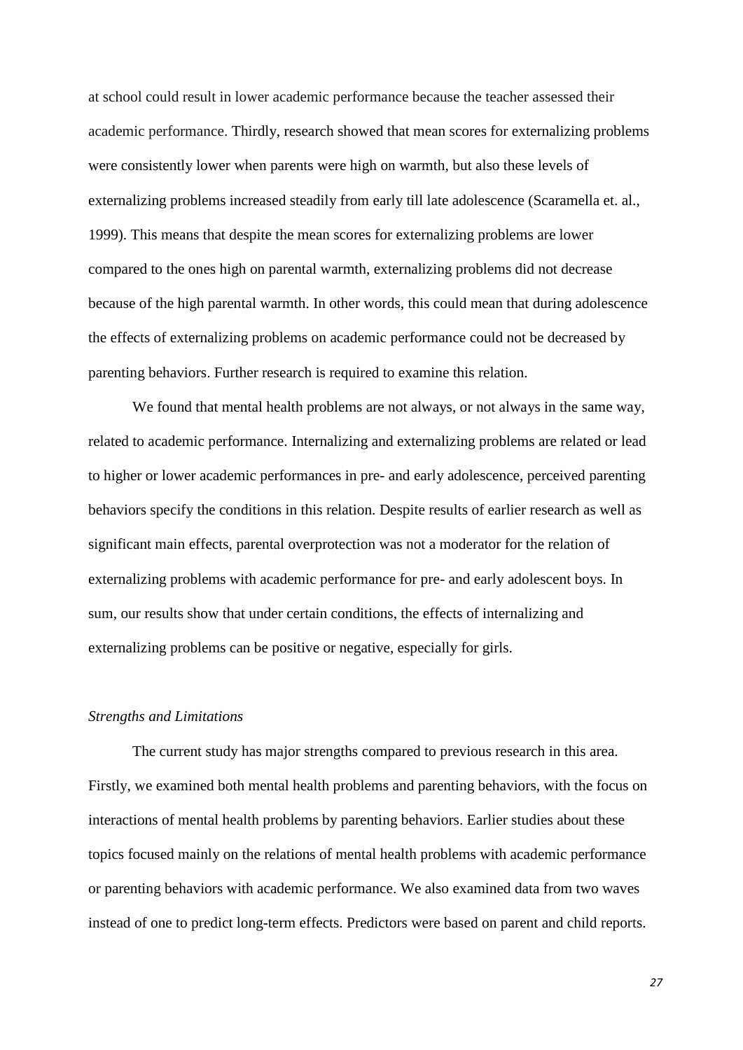at school could result in lower academic performance because the teacher assessed their academic performance. Thirdly, research showed that mean scores for externalizing problems were consistently lower when parents were high on warmth, but also these levels of externalizing problems increased steadily from early till late adolescence (Scaramella et. al., 1999). This means that despite the mean scores for externalizing problems are lower compared to the ones high on parental warmth, externalizing problems did not decrease because of the high parental warmth. In other words, this could mean that during adolescence the effects of externalizing problems on academic performance could not be decreased by parenting behaviors. Further research is required to examine this relation.

We found that mental health problems are not always, or not always in the same way, related to academic performance. Internalizing and externalizing problems are related or lead to higher or lower academic performances in pre- and early adolescence, perceived parenting behaviors specify the conditions in this relation. Despite results of earlier research as well as significant main effects, parental overprotection was not a moderator for the relation of externalizing problems with academic performance for pre- and early adolescent boys. In sum, our results show that under certain conditions, the effects of internalizing and externalizing problems can be positive or negative, especially for girls.

*Strengths and Limitations*

The current study has major strengths compared to previous research in this area. Firstly, we examined both mental health problems and parenting behaviors, with the focus on interactions of mental health problems by parenting behaviors. Earlier studies about these topics focused mainly on the relations of mental health problems with academic performance or parenting behaviors with academic performance. We also examined data from two waves instead of one to predict long-term effects. Predictors were based on parent and child reports.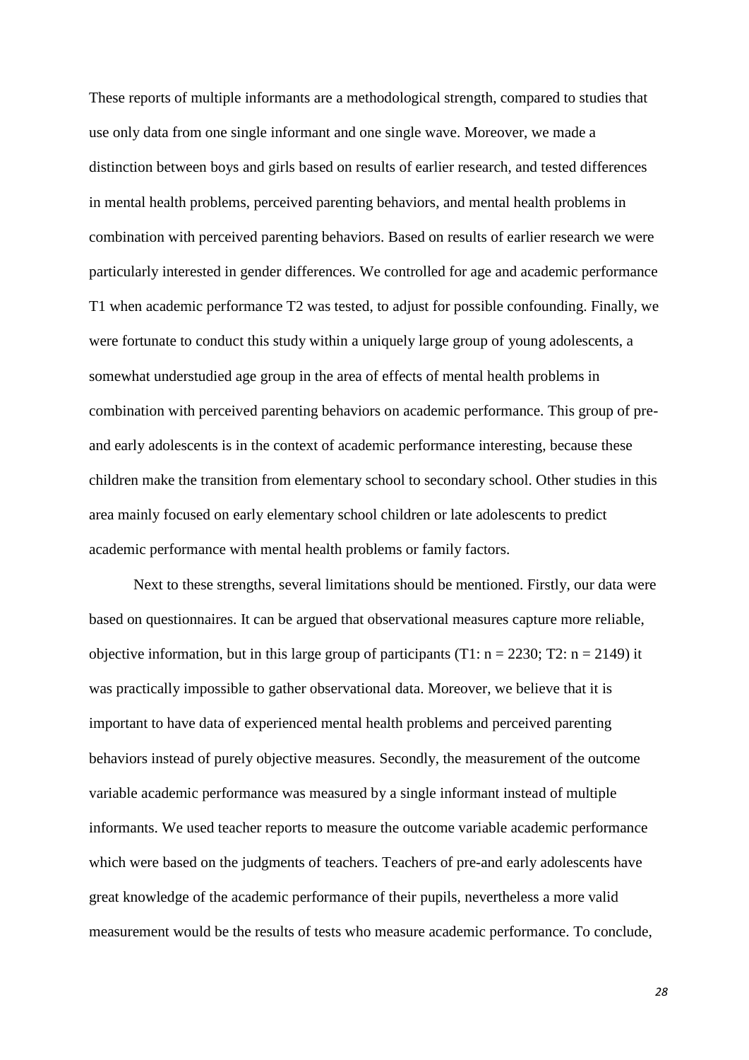These reports of multiple informants are a methodological strength, compared to studies that use only data from one single informant and one single wave. Moreover, we made a distinction between boys and girls based on results of earlier research, and tested differences in mental health problems, perceived parenting behaviors, and mental health problems in combination with perceived parenting behaviors. Based on results of earlier research we were particularly interested in gender differences. We controlled for age and academic performance T1 when academic performance T2 was tested, to adjust for possible confounding. Finally, we were fortunate to conduct this study within a uniquely large group of young adolescents, a somewhat understudied age group in the area of effects of mental health problems in combination with perceived parenting behaviors on academic performance. This group of pre-and early adolescents is in the context of academic performance interesting, because these children make the transition from elementary school to secondary school. Other studies in this area mainly focused on early elementary school children or late adolescents to predict academic performance with mental health problems or family factors.

Next to these strengths, several limitations should be mentioned. Firstly, our data were based on questionnaires. It can be argued that observational measures capture more reliable, objective information, but in this large group of participants (T1: $n = 2230$; T2: $n = 2149$) it was practically impossible to gather observational data. Moreover, we believe that it is important to have data of experienced mental health problems and perceived parenting behaviors instead of purely objective measures. Secondly, the measurement of the outcome variable academic performance was measured by a single informant instead of multiple informants. We used teacher reports to measure the outcome variable academic performance which were based on the judgments of teachers. Teachers of pre-and early adolescents have great knowledge of the academic performance of their pupils, nevertheless a more valid measurement would be the results of tests who measure academic performance. To conclude,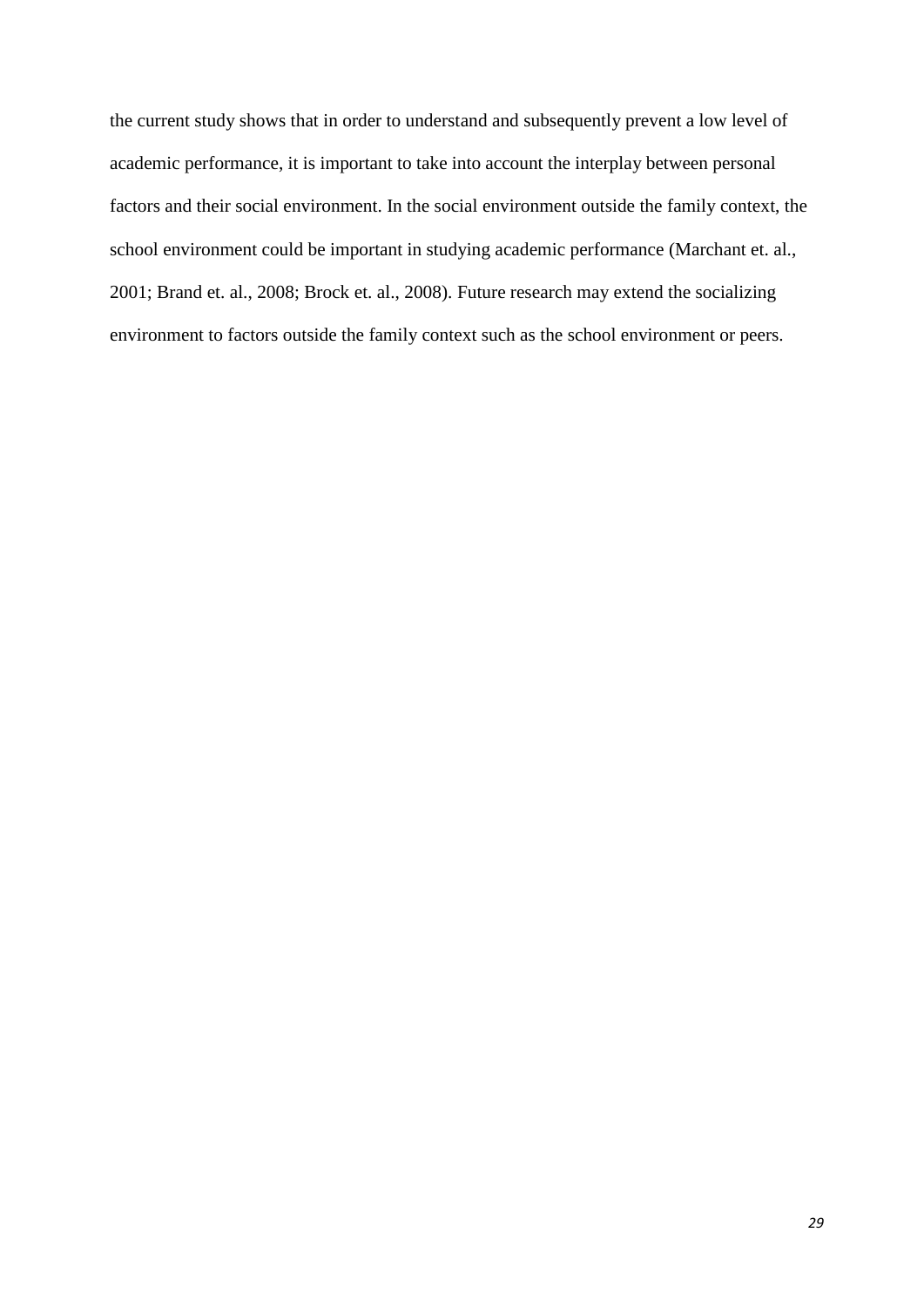the current study shows that in order to understand and subsequently prevent a low level of academic performance, it is important to take into account the interplay between personal factors and their social environment. In the social environment outside the family context, the school environment could be important in studying academic performance (Marchant et. al., 2001; Brand et. al., 2008; Brock et. al., 2008). Future research may extend the socializing environment to factors outside the family context such as the school environment or peers.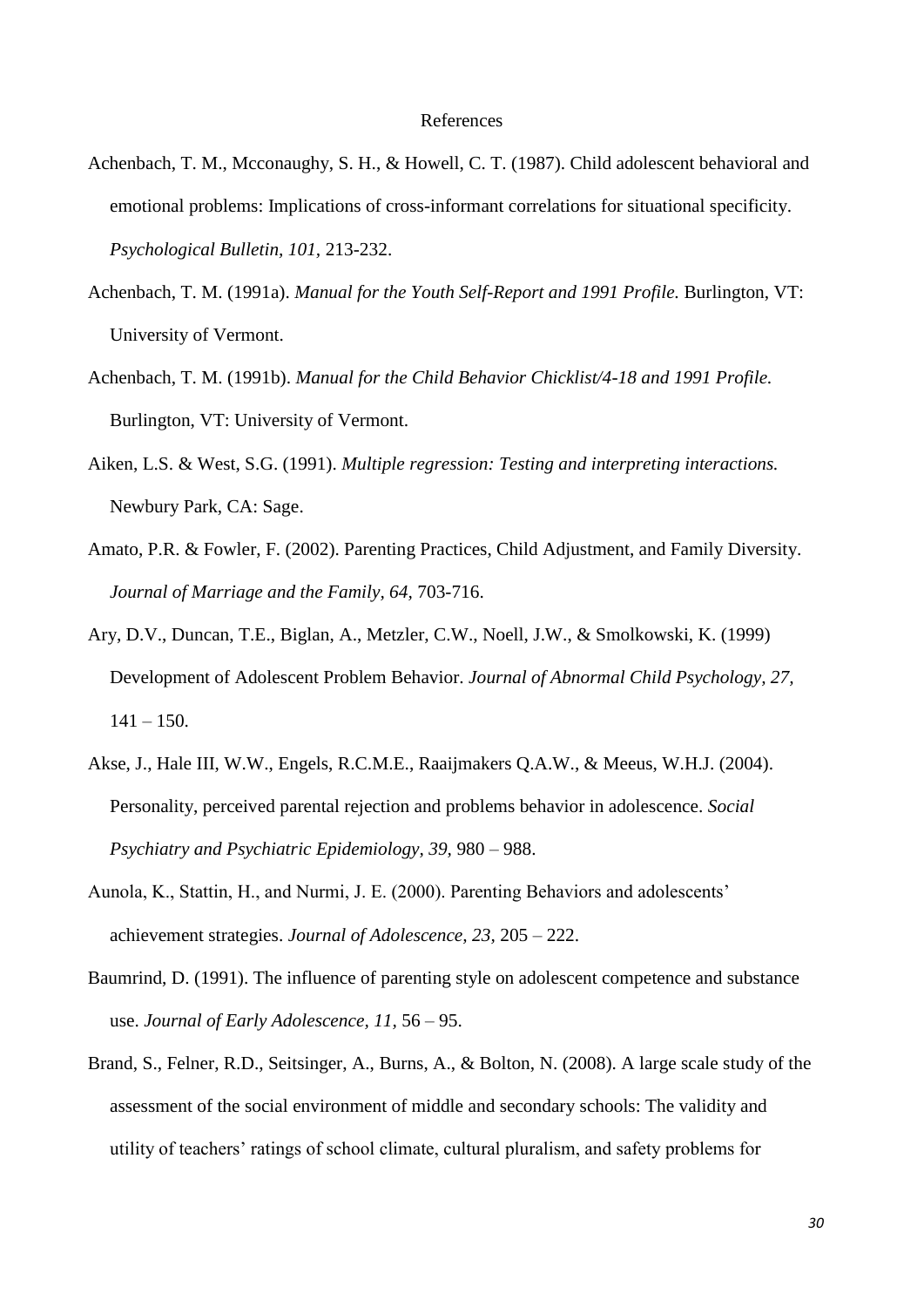# References

Achenbach, T. M., Mcconaughy, S. H., & Howell, C. T. (1987). Child adolescent behavioral and emotional problems: Implications of cross-informant correlations for situational specificity. *Psychological Bulletin, 101,* 213-232.

Achenbach, T. M. (1991a). *Manual for the Youth Self-Report and 1991 Profile.* Burlington, VT: University of Vermont.

Achenbach, T. M. (1991b). *Manual for the Child Behavior Chicklist/4-18 and 1991 Profile.* Burlington, VT: University of Vermont.

Aiken, L.S. & West, S.G. (1991). *Multiple regression: Testing and interpreting interactions.* Newbury Park, CA: Sage.

Amato, P.R. & Fowler, F. (2002). Parenting Practices, Child Adjustment, and Family Diversity. *Journal of Marriage and the Family, 64,* 703-716.

Ary, D.V., Duncan, T.E., Biglan, A., Metzler, C.W., Noell, J.W., & Smolkowski, K. (1999) Development of Adolescent Problem Behavior. *Journal of Abnormal Child Psychology, 27,* 141 – 150.

Akse, J., Hale III, W.W., Engels, R.C.M.E., Raaijmakers Q.A.W., & Meeus, W.H.J. (2004). Personality, perceived parental rejection and problems behavior in adolescence. *Social Psychiatry and Psychiatric Epidemiology, 39,* 980 – 988.

Aunola, K., Stattin, H., and Nurmi, J. E. (2000). Parenting Behaviors and adolescents' achievement strategies. *Journal of Adolescence, 23,* 205 – 222.

Baumrind, D. (1991). The influence of parenting style on adolescent competence and substance use. *Journal of Early Adolescence, 11,* 56 – 95.

Brand, S., Felner, R.D., Seitsinger, A., Burns, A., & Bolton, N. (2008). A large scale study of the assessment of the social environment of middle and secondary schools: The validity and utility of teachers' ratings of school climate, cultural pluralism, and safety problems for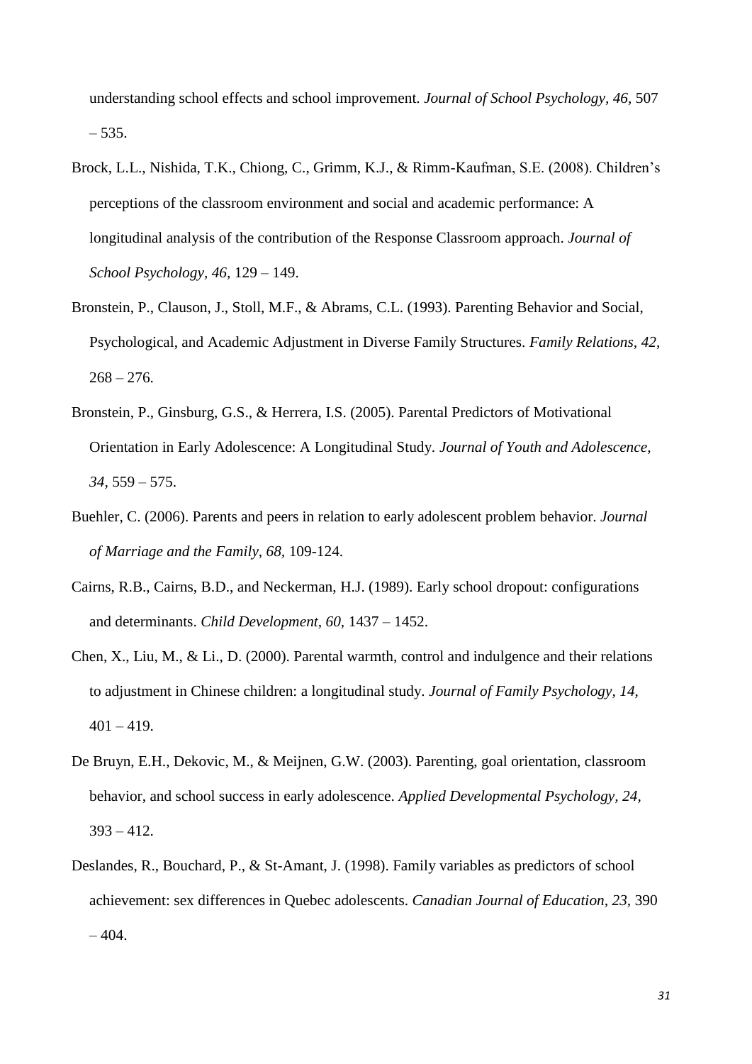understanding school effects and school improvement. *Journal of School Psychology, 46*, 507 – 535.

Brock, L.L., Nishida, T.K., Chiong, C., Grimm, K.J., & Rimm-Kaufman, S.E. (2008). Children's perceptions of the classroom environment and social and academic performance: A longitudinal analysis of the contribution of the Response Classroom approach. *Journal of School Psychology, 46,* 129 – 149.

Bronstein, P., Clauson, J., Stoll, M.F., & Abrams, C.L. (1993). Parenting Behavior and Social, Psychological, and Academic Adjustment in Diverse Family Structures. *Family Relations, 42,* 268 – 276.

Bronstein, P., Ginsburg, G.S., & Herrera, I.S. (2005). Parental Predictors of Motivational Orientation in Early Adolescence: A Longitudinal Study. *Journal of Youth and Adolescence, 34,* 559 – 575.

Buehler, C. (2006). Parents and peers in relation to early adolescent problem behavior. *Journal of Marriage and the Family, 68,* 109-124.

Cairns, R.B., Cairns, B.D., and Neckerman, H.J. (1989). Early school dropout: configurations and determinants. *Child Development, 60,* 1437 – 1452.

Chen, X., Liu, M., & Li., D. (2000). Parental warmth, control and indulgence and their relations to adjustment in Chinese children: a longitudinal study. *Journal of Family Psychology, 14,* 401 – 419.

De Bruyn, E.H., Dekovic, M., & Meijnen, G.W. (2003). Parenting, goal orientation, classroom behavior, and school success in early adolescence. *Applied Developmental Psychology, 24,* 393 – 412.

Deslandes, R., Bouchard, P., & St-Amant, J. (1998). Family variables as predictors of school achievement: sex differences in Quebec adolescents. *Canadian Journal of Education, 23,* 390 – 404.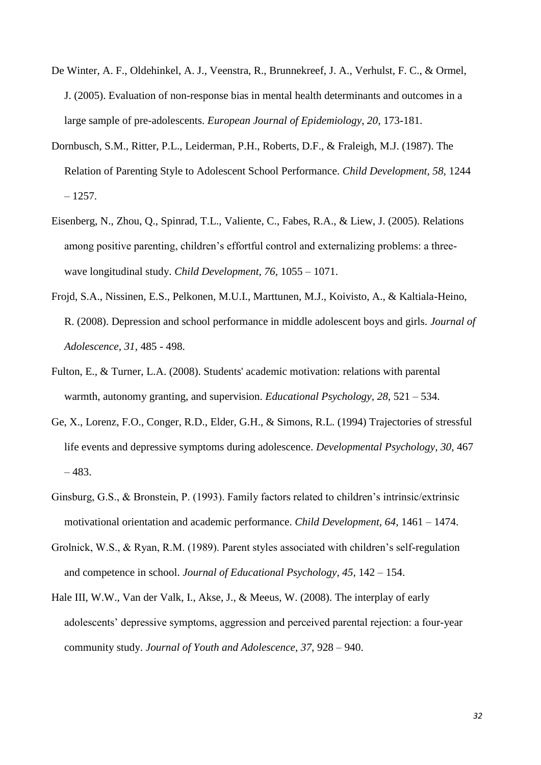De Winter, A. F., Oldehinkel, A. J., Veenstra, R., Brunnekreef, J. A., Verhulst, F. C., & Ormel, J. (2005). Evaluation of non-response bias in mental health determinants and outcomes in a large sample of pre-adolescents. *European Journal of Epidemiology, 20*, 173-181.

Dornbusch, S.M., Ritter, P.L., Leiderman, P.H., Roberts, D.F., & Fraleigh, M.J. (1987). The Relation of Parenting Style to Adolescent School Performance. *Child Development, 58,* 1244 – 1257.

Eisenberg, N., Zhou, Q., Spinrad, T.L., Valiente, C., Fabes, R.A., & Liew, J. (2005). Relations among positive parenting, children's effortful control and externalizing problems: a three-wave longitudinal study. *Child Development, 76,* 1055 – 1071.

Frojd, S.A., Nissinen, E.S., Pelkonen, M.U.I., Marttunen, M.J., Koivisto, A., & Kaltiala-Heino, R. (2008). Depression and school performance in middle adolescent boys and girls. *Journal of Adolescence, 31,* 485 - 498.

Fulton, E., & Turner, L.A. (2008). Students' academic motivation: relations with parental warmth, autonomy granting, and supervision. *Educational Psychology, 28,* 521 – 534.

Ge, X., Lorenz, F.O., Conger, R.D., Elder, G.H., & Simons, R.L. (1994) Trajectories of stressful life events and depressive symptoms during adolescence. *Developmental Psychology, 30,* 467 – 483.

Ginsburg, G.S., & Bronstein, P. (1993). Family factors related to children's intrinsic/extrinsic motivational orientation and academic performance. *Child Development, 64,* 1461 – 1474.

Grolnick, W.S., & Ryan, R.M. (1989). Parent styles associated with children's self-regulation and competence in school. *Journal of Educational Psychology, 45,* 142 – 154.

Hale III, W.W., Van der Valk, I., Akse, J., & Meeus, W. (2008). The interplay of early adolescents' depressive symptoms, aggression and perceived parental rejection: a four-year community study. *Journal of Youth and Adolescence, 37,* 928 – 940.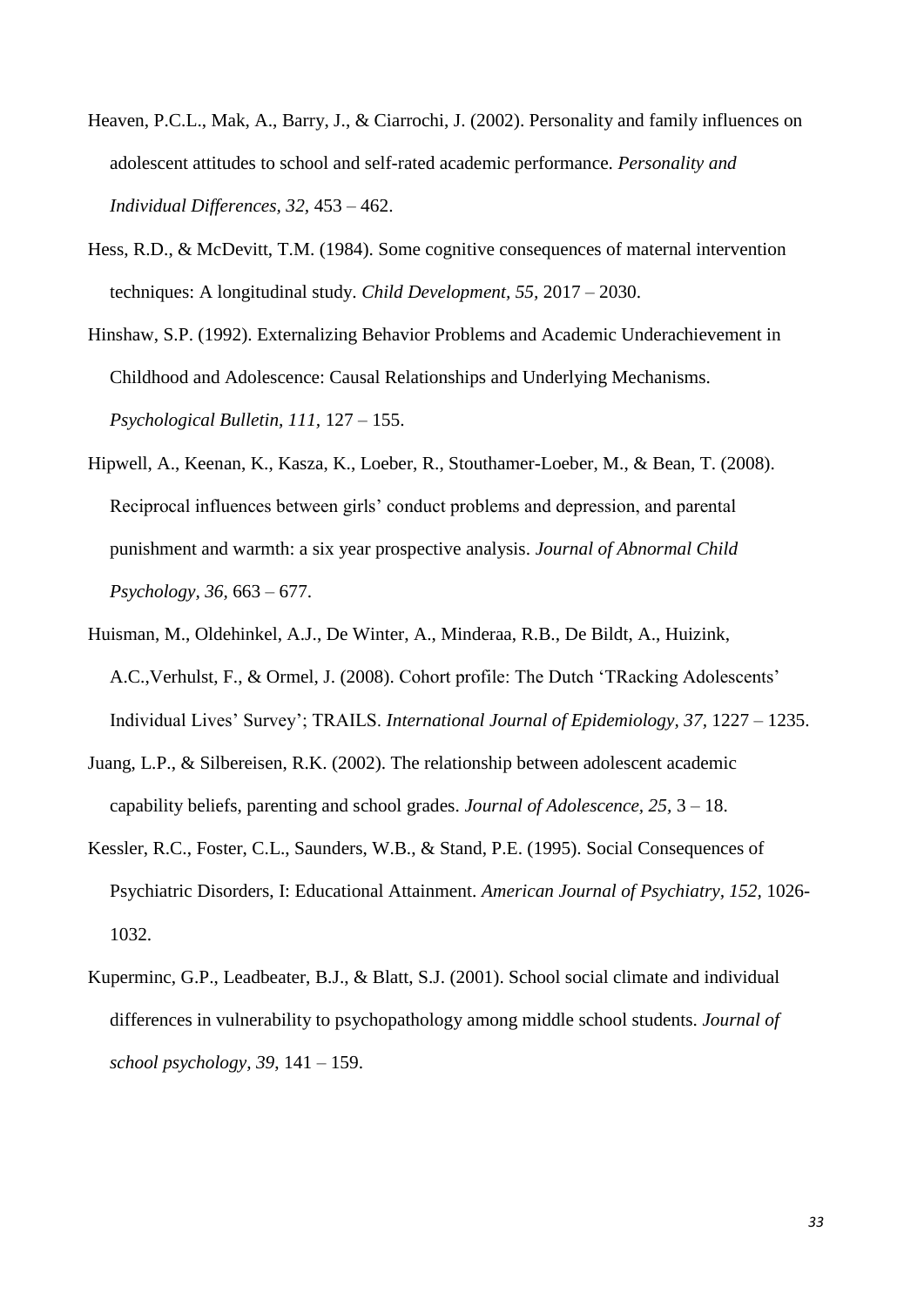Heaven, P.C.L., Mak, A., Barry, J., & Ciarrochi, J. (2002). Personality and family influences on adolescent attitudes to school and self-rated academic performance. *Personality and Individual Differences, 32,* 453 – 462.

Hess, R.D., & McDevitt, T.M. (1984). Some cognitive consequences of maternal intervention techniques: A longitudinal study. *Child Development, 55,* 2017 – 2030.

Hinshaw, S.P. (1992). Externalizing Behavior Problems and Academic Underachievement in Childhood and Adolescence: Causal Relationships and Underlying Mechanisms. *Psychological Bulletin, 111,* 127 – 155.

Hipwell, A., Keenan, K., Kasza, K., Loeber, R., Stouthamer-Loeber, M., & Bean, T. (2008). Reciprocal influences between girls' conduct problems and depression, and parental punishment and warmth: a six year prospective analysis. *Journal of Abnormal Child Psychology, 36,* 663 – 677.

Huisman, M., Oldehinkel, A.J., De Winter, A., Minderaa, R.B., De Bildt, A., Huizink, A.C.,Verhulst, F., & Ormel, J. (2008). Cohort profile: The Dutch 'TRacking Adolescents' Individual Lives' Survey'; TRAILS. *International Journal of Epidemiology, 37,* 1227 – 1235.

Juang, L.P., & Silbereisen, R.K. (2002). The relationship between adolescent academic capability beliefs, parenting and school grades. *Journal of Adolescence, 25,* 3 – 18.

Kessler, R.C., Foster, C.L., Saunders, W.B., & Stand, P.E. (1995). Social Consequences of Psychiatric Disorders, I: Educational Attainment. *American Journal of Psychiatry, 152,* 1026-1032.

Kuperminc, G.P., Leadbeater, B.J., & Blatt, S.J. (2001). School social climate and individual differences in vulnerability to psychopathology among middle school students. *Journal of school psychology, 39*, 141 – 159.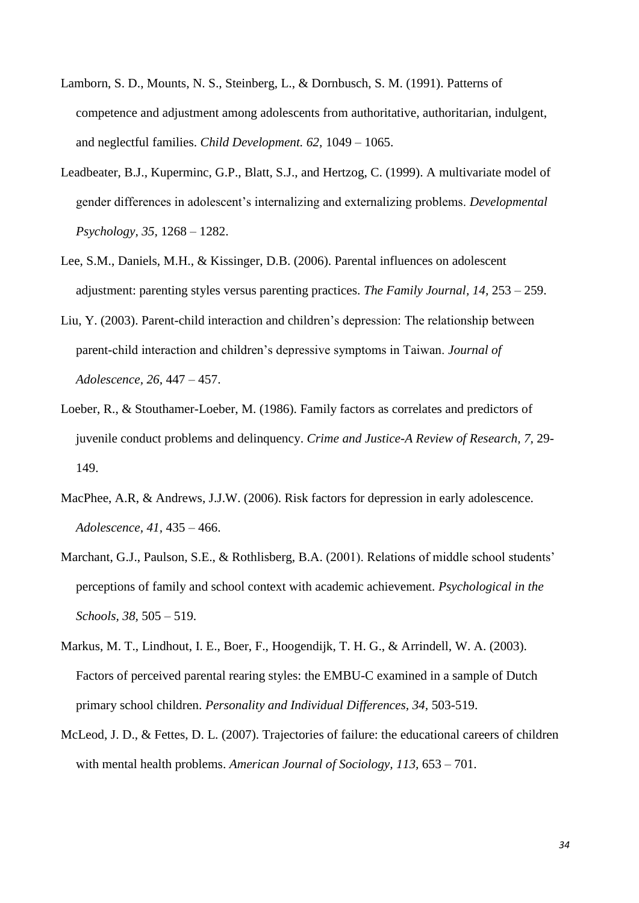Lamborn, S. D., Mounts, N. S., Steinberg, L., & Dornbusch, S. M. (1991). Patterns of competence and adjustment among adolescents from authoritative, authoritarian, indulgent, and neglectful families. *Child Development. 62,* 1049 – 1065.

Leadbeater, B.J., Kuperminc, G.P., Blatt, S.J., and Hertzog, C. (1999). A multivariate model of gender differences in adolescent's internalizing and externalizing problems. *Developmental Psychology, 35,* 1268 – 1282.

Lee, S.M., Daniels, M.H., & Kissinger, D.B. (2006). Parental influences on adolescent adjustment: parenting styles versus parenting practices. *The Family Journal, 14,* 253 – 259.

Liu, Y. (2003). Parent-child interaction and children's depression: The relationship between parent-child interaction and children's depressive symptoms in Taiwan. *Journal of Adolescence, 26,* 447 – 457.

Loeber, R., & Stouthamer-Loeber, M. (1986). Family factors as correlates and predictors of juvenile conduct problems and delinquency. *Crime and Justice-A Review of Research, 7,* 29-149.

MacPhee, A.R, & Andrews, J.J.W. (2006). Risk factors for depression in early adolescence. *Adolescence, 41,* 435 – 466.

Marchant, G.J., Paulson, S.E., & Rothlisberg, B.A. (2001). Relations of middle school students' perceptions of family and school context with academic achievement. *Psychological in the Schools, 38,* 505 – 519.

Markus, M. T., Lindhout, I. E., Boer, F., Hoogendijk, T. H. G., & Arrindell, W. A. (2003). Factors of perceived parental rearing styles: the EMBU-C examined in a sample of Dutch primary school children. *Personality and Individual Differences, 34,* 503-519.

McLeod, J. D., & Fettes, D. L. (2007). Trajectories of failure: the educational careers of children with mental health problems. *American Journal of Sociology, 113,* 653 – 701.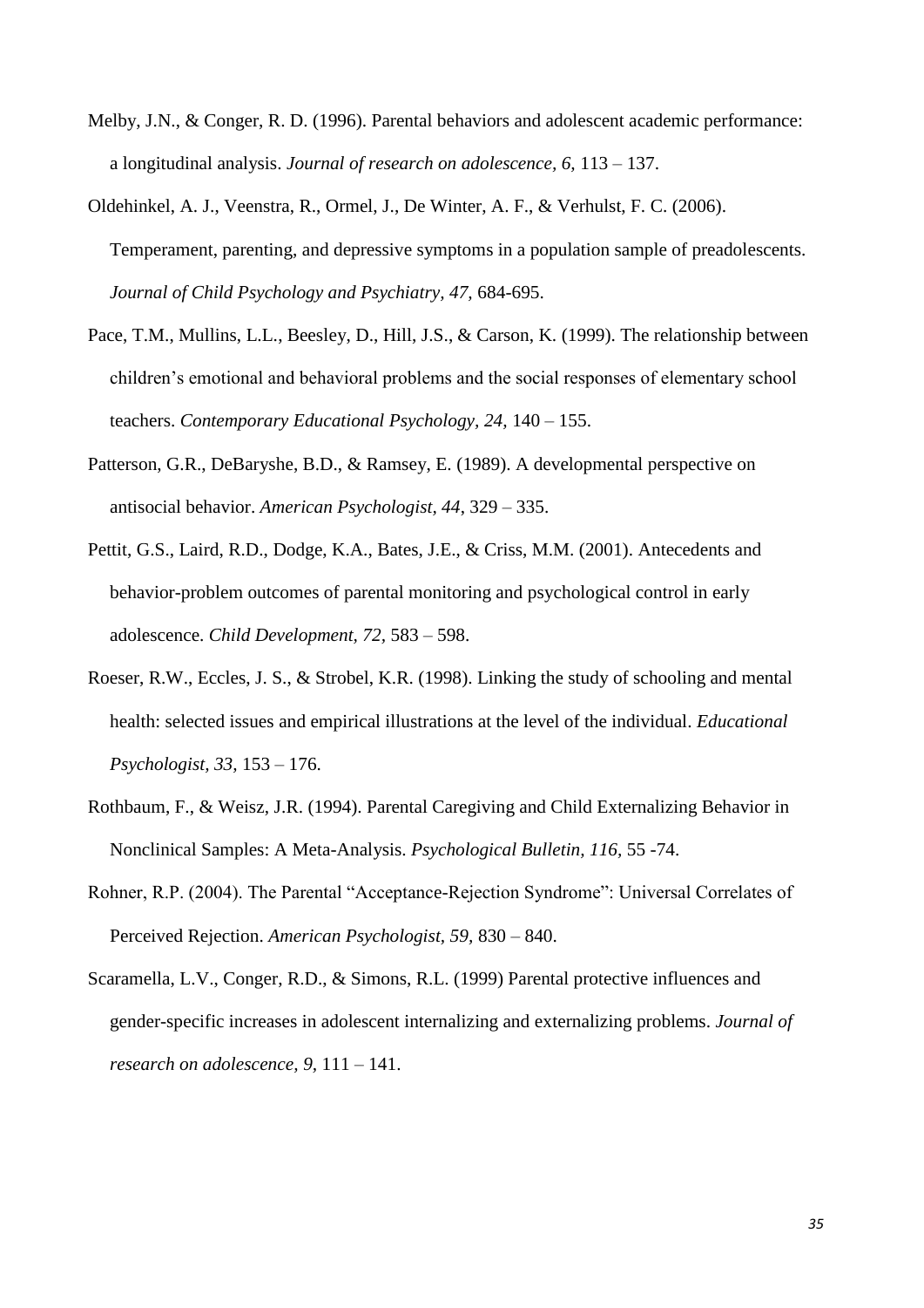Melby, J.N., & Conger, R. D. (1996). Parental behaviors and adolescent academic performance: a longitudinal analysis. *Journal of research on adolescence, 6,* 113 – 137.

Oldehinkel, A. J., Veenstra, R., Ormel, J., De Winter, A. F., & Verhulst, F. C. (2006). Temperament, parenting, and depressive symptoms in a population sample of preadolescents. *Journal of Child Psychology and Psychiatry, 47,* 684-695.

Pace, T.M., Mullins, L.L., Beesley, D., Hill, J.S., & Carson, K. (1999). The relationship between children's emotional and behavioral problems and the social responses of elementary school teachers. *Contemporary Educational Psychology, 24,* 140 – 155.

Patterson, G.R., DeBaryshe, B.D., & Ramsey, E. (1989). A developmental perspective on antisocial behavior. *American Psychologist, 44*, 329 – 335.

Pettit, G.S., Laird, R.D., Dodge, K.A., Bates, J.E., & Criss, M.M. (2001). Antecedents and behavior-problem outcomes of parental monitoring and psychological control in early adolescence. *Child Development, 72,* 583 – 598.

Roeser, R.W., Eccles, J. S., & Strobel, K.R. (1998). Linking the study of schooling and mental health: selected issues and empirical illustrations at the level of the individual. *Educational Psychologist, 33,* 153 – 176.

Rothbaum, F., & Weisz, J.R. (1994). Parental Caregiving and Child Externalizing Behavior in Nonclinical Samples: A Meta-Analysis. *Psychological Bulletin, 116*, 55 -74.

Rohner, R.P. (2004). The Parental "Acceptance-Rejection Syndrome": Universal Correlates of Perceived Rejection. *American Psychologist, 59,* 830 – 840.

Scaramella, L.V., Conger, R.D., & Simons, R.L. (1999) Parental protective influences and gender-specific increases in adolescent internalizing and externalizing problems. *Journal of research on adolescence, 9,* 111 – 141.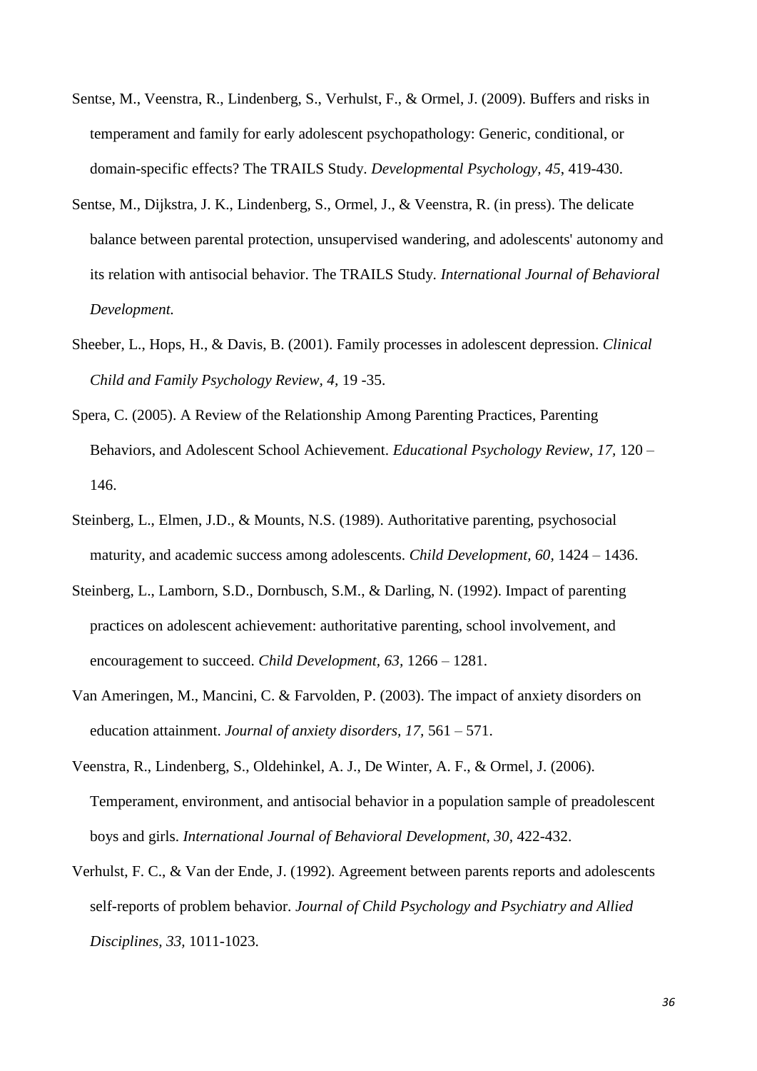Sentse, M., Veenstra, R., Lindenberg, S., Verhulst, F., & Ormel, J. (2009). Buffers and risks in temperament and family for early adolescent psychopathology: Generic, conditional, or domain-specific effects? The TRAILS Study. *Developmental Psychology, 45*, 419-430.

Sentse, M., Dijkstra, J. K., Lindenberg, S., Ormel, J., & Veenstra, R. (in press). The delicate balance between parental protection, unsupervised wandering, and adolescents' autonomy and its relation with antisocial behavior. The TRAILS Study. *International Journal of Behavioral Development.*

Sheeber, L., Hops, H., & Davis, B. (2001). Family processes in adolescent depression. *Clinical Child and Family Psychology Review, 4,* 19 -35.

Spera, C. (2005). A Review of the Relationship Among Parenting Practices, Parenting Behaviors, and Adolescent School Achievement. *Educational Psychology Review, 17,* 120 – 146.

Steinberg, L., Elmen, J.D., & Mounts, N.S. (1989). Authoritative parenting, psychosocial maturity, and academic success among adolescents. *Child Development, 60,* 1424 – 1436.

Steinberg, L., Lamborn, S.D., Dornbusch, S.M., & Darling, N. (1992). Impact of parenting practices on adolescent achievement: authoritative parenting, school involvement, and encouragement to succeed. *Child Development, 63,* 1266 – 1281.

Van Ameringen, M., Mancini, C. & Farvolden, P. (2003). The impact of anxiety disorders on education attainment. *Journal of anxiety disorders, 17,* 561 – 571.

Veenstra, R., Lindenberg, S., Oldehinkel, A. J., De Winter, A. F., & Ormel, J. (2006). Temperament, environment, and antisocial behavior in a population sample of preadolescent boys and girls. *International Journal of Behavioral Development, 30*, 422-432.

Verhulst, F. C., & Van der Ende, J. (1992). Agreement between parents reports and adolescents self-reports of problem behavior. *Journal of Child Psychology and Psychiatry and Allied Disciplines, 33,* 1011-1023.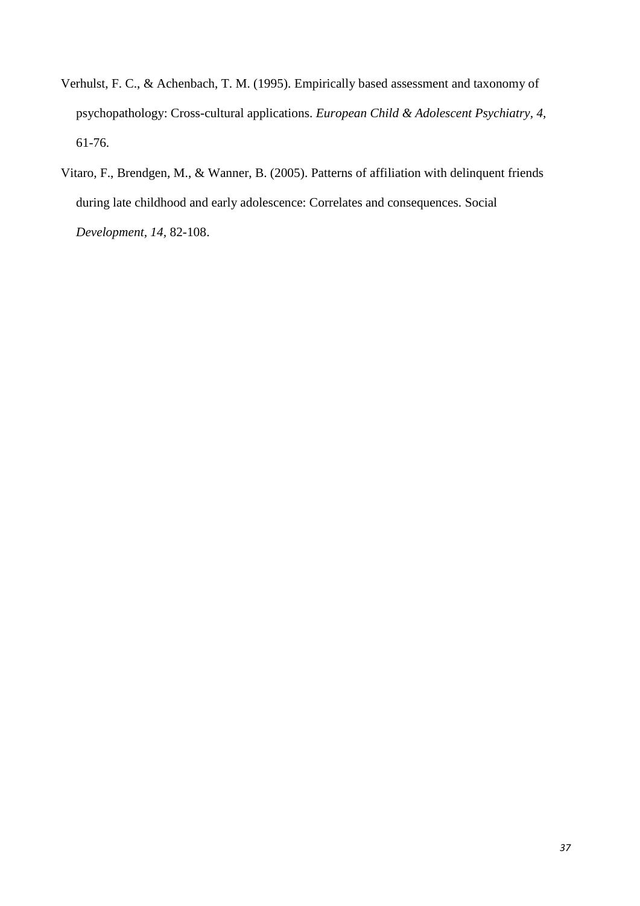Verhulst, F. C., & Achenbach, T. M. (1995). Empirically based assessment and taxonomy of psychopathology: Cross-cultural applications. *European Child & Adolescent Psychiatry, 4*, 61-76.

Vitaro, F., Brendgen, M., & Wanner, B. (2005). Patterns of affiliation with delinquent friends during late childhood and early adolescence: Correlates and consequences. Social *Development, 14*, 82-108.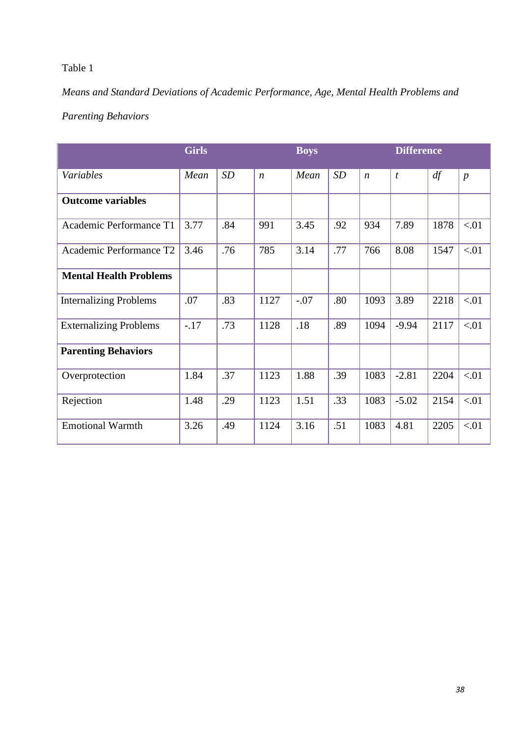Table 1

*Means and Standard Deviations of Academic Performance, Age, Mental Health Problems and Parenting Behaviors*

| | Girls | | | Boys | | | Difference | | |
|---|---|---|---|---|---|---|---|---|---|
| *Variables* | *Mean* | *SD* | *n* | *Mean* | *SD* | *n* | *t* | *df* | *p* |
| **Outcome variables** | | | | | | | | | |
| Academic Performance T1 | 3.77 | .84 | 991 | 3.45 | .92 | 934 | 7.89 | 1878 | <.01 |
| Academic Performance T2 | 3.46 | .76 | 785 | 3.14 | .77 | 766 | 8.08 | 1547 | <.01 |
| **Mental Health Problems** | | | | | | | | | |
| Internalizing Problems | .07 | .83 | 1127 | -.07 | .80 | 1093 | 3.89 | 2218 | <.01 |
| Externalizing Problems | -.17 | .73 | 1128 | .18 | .89 | 1094 | -9.94 | 2117 | <.01 |
| **Parenting Behaviors** | | | | | | | | | |
| Overprotection | 1.84 | .37 | 1123 | 1.88 | .39 | 1083 | -2.81 | 2204 | <.01 |
| Rejection | 1.48 | .29 | 1123 | 1.51 | .33 | 1083 | -5.02 | 2154 | <.01 |
| Emotional Warmth | 3.26 | .49 | 1124 | 3.16 | .51 | 1083 | 4.81 | 2205 | <.01 |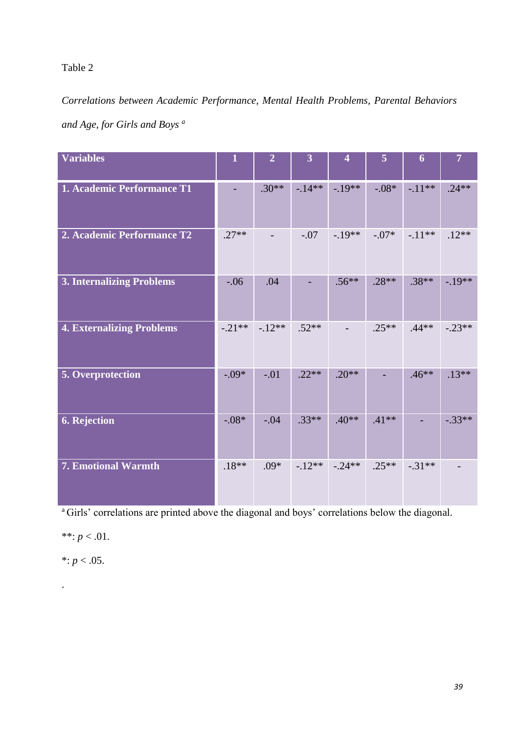Table 2

*Correlations between Academic Performance, Mental Health Problems, Parental Behaviors and Age, for Girls and Boys* [a]

| Variables | 1 | 2 | 3 | 4 | 5 | 6 | 7 |
|---|---|---|---|---|---|---|---|
| **1. Academic Performance T1** | - | .30** | -.14** | -.19** | -.08* | -.11** | .24** |
| **2. Academic Performance T2** | .27** | - | -.07 | -.19** | -.07* | -.11** | .12** |
| **3. Internalizing Problems** | -.06 | .04 | - | .56** | .28** | .38** | -.19** |
| **4. Externalizing Problems** | -.21** | -.12** | .52** | - | .25** | .44** | -.23** |
| **5. Overprotection** | -.09* | -.01 | .22** | .20** | - | .46** | .13** |
| **6. Rejection** | -.08* | -.04 | .33** | .40** | .41** | - | -.33** |
| **7. Emotional Warmth** | .18** | .09* | -.12** | -.24** | .25** | -.31** | - |

[a] Girls' correlations are printed above the diagonal and boys' correlations below the diagonal.

**: $p < .01$.

*: $p < .05$.

.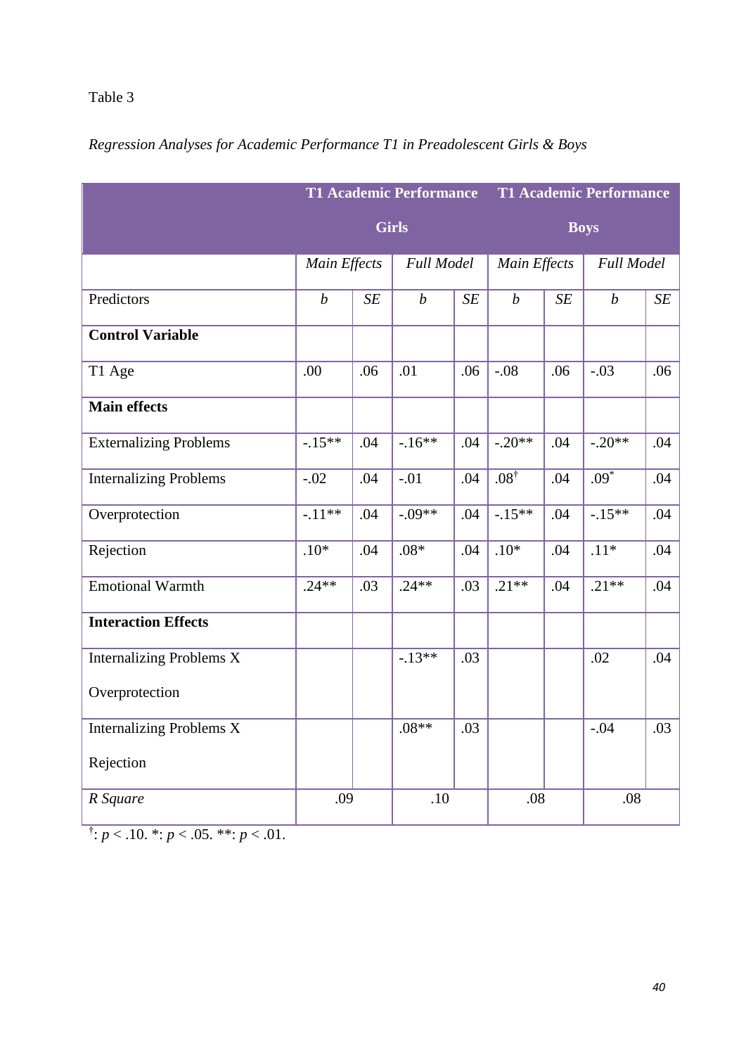Table 3

*Regression Analyses for Academic Performance T1 in Preadolescent Girls & Boys*

| | T1 Academic Performance Girls | | | | T1 Academic Performance Boys | | | |
|---|---|---|---|---|---|---|---|---|
| | *Main Effects* | | *Full Model* | | *Main Effects* | | *Full Model* | |
| Predictors | *b* | *SE* | *b* | *SE* | *b* | *SE* | *b* | *SE* |
| **Control Variable** | | | | | | | | |
| T1 Age | .00 | .06 | .01 | .06 | -.08 | .06 | -.03 | .06 |
| **Main effects** | | | | | | | | |
| Externalizing Problems | -.15** | .04 | -.16** | .04 | -.20** | .04 | -.20** | .04 |
| Internalizing Problems | -.02 | .04 | -.01 | .04 | .08† | .04 | .09* | .04 |
| Overprotection | -.11** | .04 | -.09** | .04 | -.15** | .04 | -.15** | .04 |
| Rejection | .10* | .04 | .08* | .04 | .10* | .04 | .11* | .04 |
| Emotional Warmth | .24** | .03 | .24** | .03 | .21** | .04 | .21** | .04 |
| **Interaction Effects** | | | | | | | | |
| Internalizing Problems X Overprotection | | | -.13** | .03 | | | .02 | .04 |
| Internalizing Problems X Rejection | | | .08** | .03 | | | -.04 | .03 |
| *R Square* | .09 | | .10 | | .08 | | .08 | |

†: $p < .10$. *: $p < .05$. **: $p < .01$.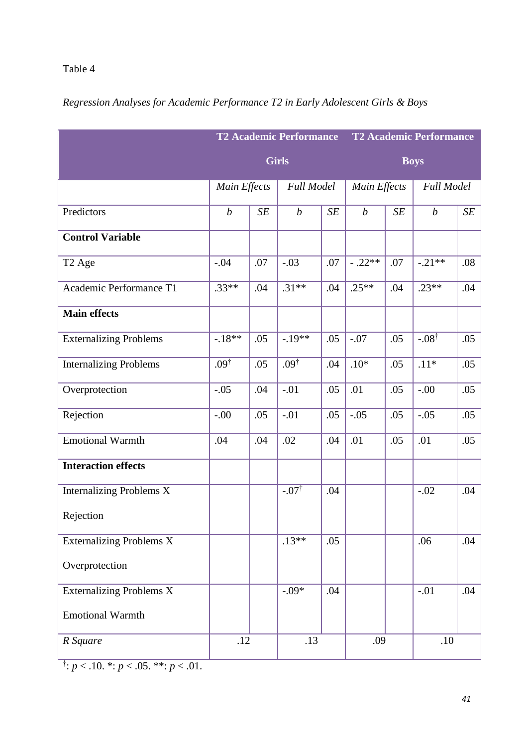Table 4

*Regression Analyses for Academic Performance T2 in Early Adolescent Girls & Boys*

| | **T2 Academic Performance Girls** | | | | **T2 Academic Performance Boys** | | | |
|---|---|---|---|---|---|---|---|---|
| | *Main Effects* | | *Full Model* | | *Main Effects* | | *Full Model* | |
| Predictors | *b* | *SE* | *b* | *SE* | *b* | *SE* | *b* | *SE* |
| **Control Variable** | | | | | | | | |
| T2 Age | -.04 | .07 | -.03 | .07 | - .22** | .07 | -.21** | .08 |
| Academic Performance T1 | .33** | .04 | .31** | .04 | .25** | .04 | .23** | .04 |
| **Main effects** | | | | | | | | |
| Externalizing Problems | -.18** | .05 | -.19** | .05 | -.07 | .05 | -.08† | .05 |
| Internalizing Problems | .09† | .05 | .09† | .04 | .10* | .05 | .11* | .05 |
| Overprotection | -.05 | .04 | -.01 | .05 | .01 | .05 | -.00 | .05 |
| Rejection | -.00 | .05 | -.01 | .05 | -.05 | .05 | -.05 | .05 |
| Emotional Warmth | .04 | .04 | .02 | .04 | .01 | .05 | .01 | .05 |
| **Interaction effects** | | | | | | | | |
| Internalizing Problems X Rejection | | | -.07† | .04 | | | -.02 | .04 |
| Externalizing Problems X Overprotection | | | .13** | .05 | | | .06 | .04 |
| Externalizing Problems X Emotional Warmth | | | -.09* | .04 | | | -.01 | .04 |
| *R Square* | .12 | | .13 | | .09 | | .10 | |

†: $p < .10$. *: $p < .05$. **: $p < .01$.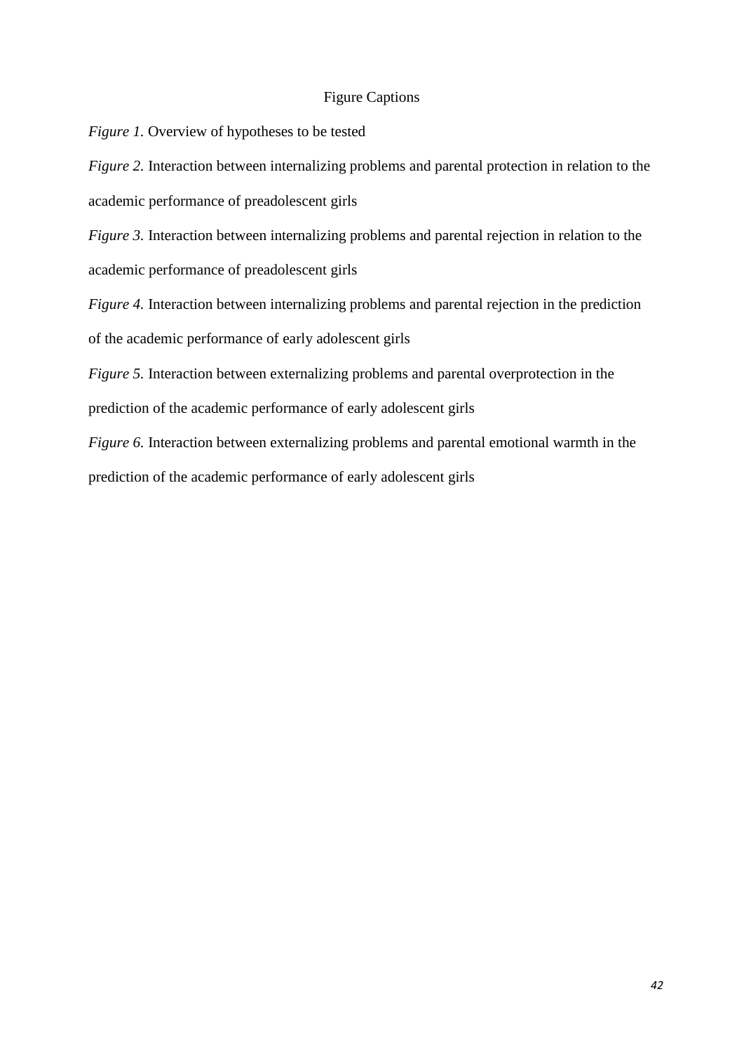# Figure Captions

*Figure 1.* Overview of hypotheses to be tested

*Figure 2.* Interaction between internalizing problems and parental protection in relation to the academic performance of preadolescent girls

*Figure 3.* Interaction between internalizing problems and parental rejection in relation to the academic performance of preadolescent girls

*Figure 4.* Interaction between internalizing problems and parental rejection in the prediction of the academic performance of early adolescent girls

*Figure 5.* Interaction between externalizing problems and parental overprotection in the prediction of the academic performance of early adolescent girls

*Figure 6.* Interaction between externalizing problems and parental emotional warmth in the prediction of the academic performance of early adolescent girls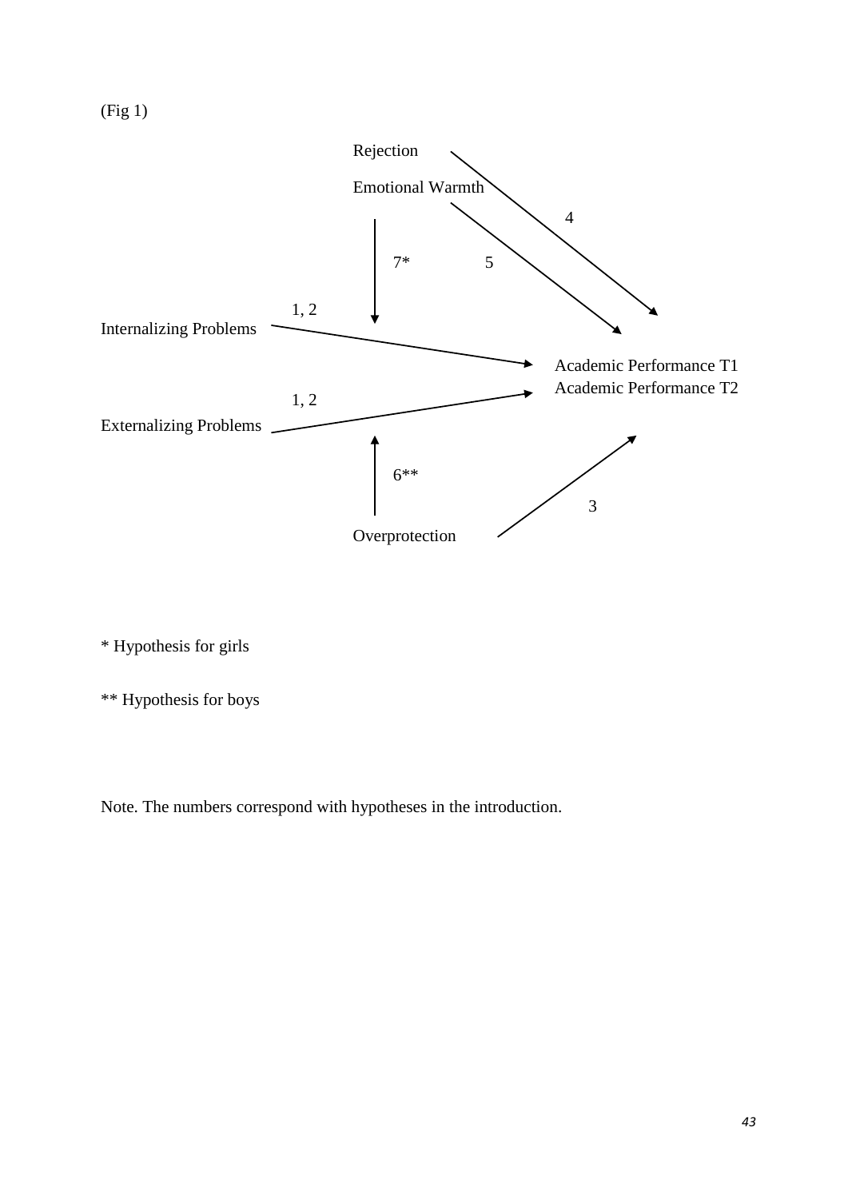(Fig 1)

Rejection

Emotional Warmth

4

7*

5

1, 2

Internalizing Problems

Academic Performance T1

Academic Performance T2

1, 2

Externalizing Problems

6**

3

Overprotection

\* Hypothesis for girls

\*\* Hypothesis for boys

Note. The numbers correspond with hypotheses in the introduction.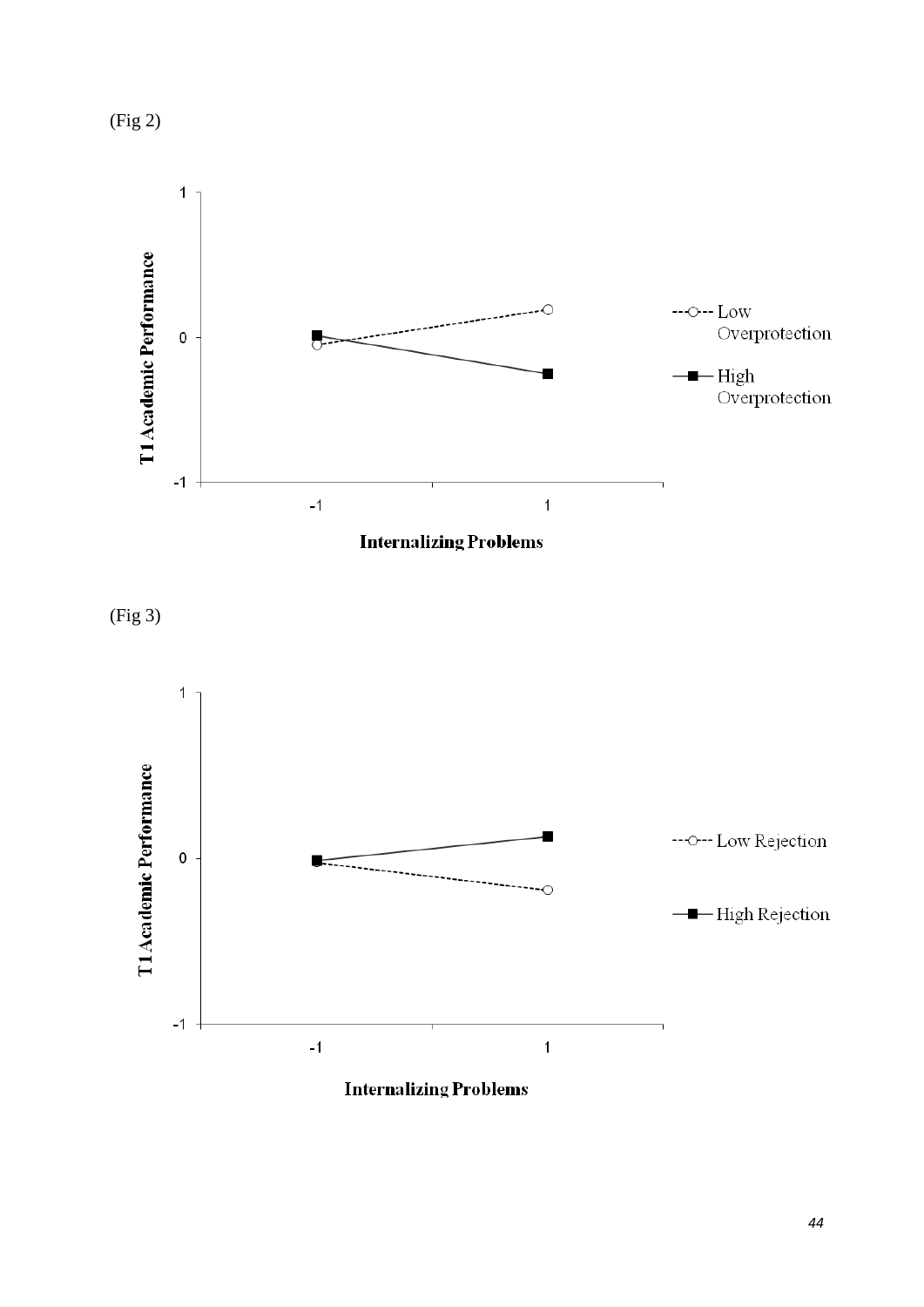(Fig 2)

(Fig 3)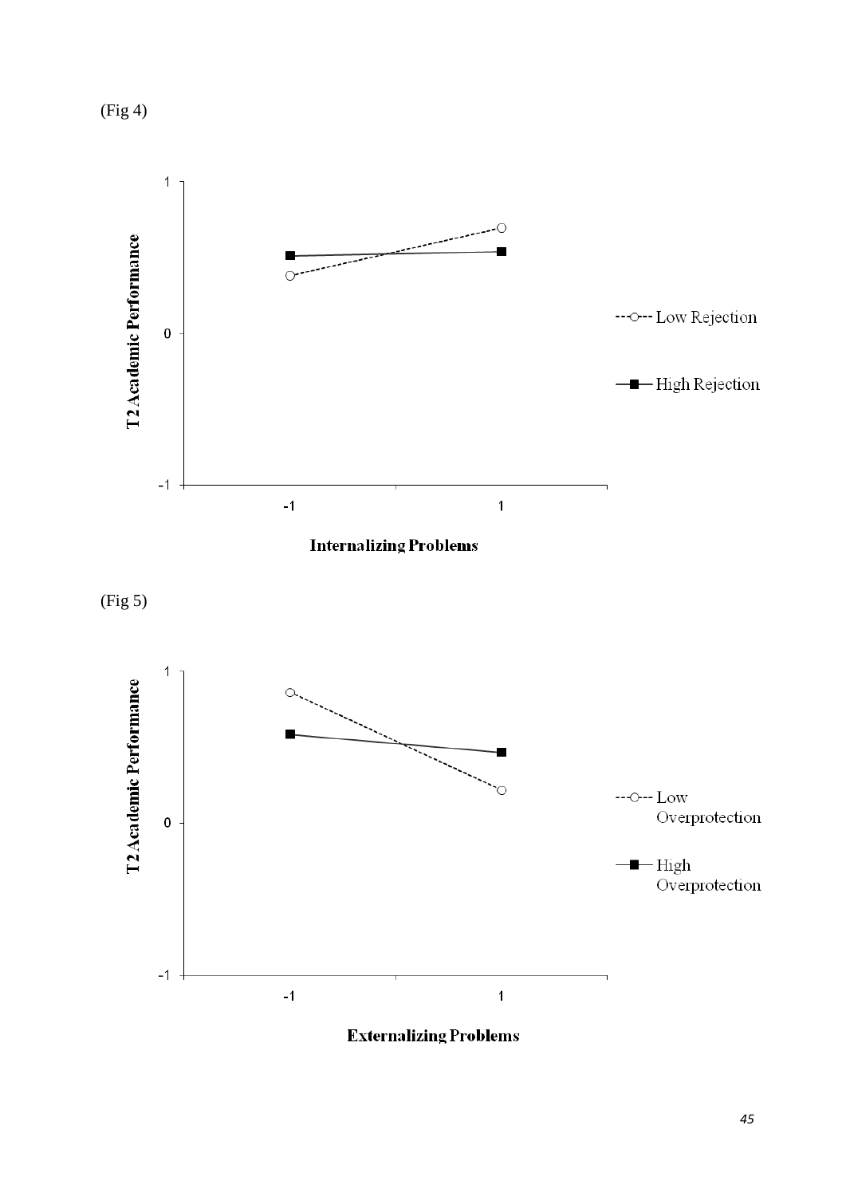(Fig 4)

(Fig 5)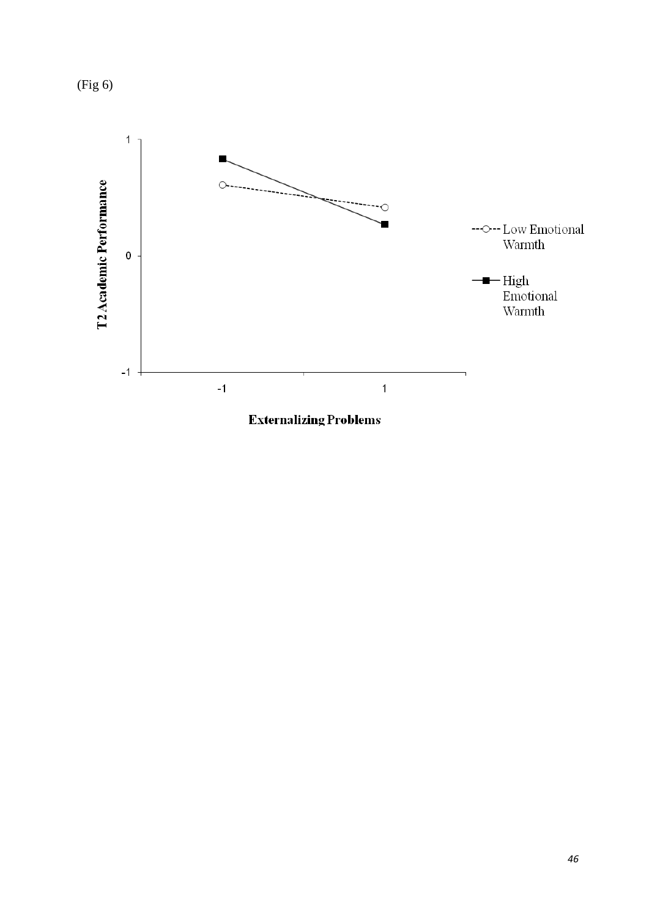(Fig 6)

T2 Academic Performance

1

0

-1

-1

1

Externalizing Problems

Low Emotional Warmth

High Emotional Warmth